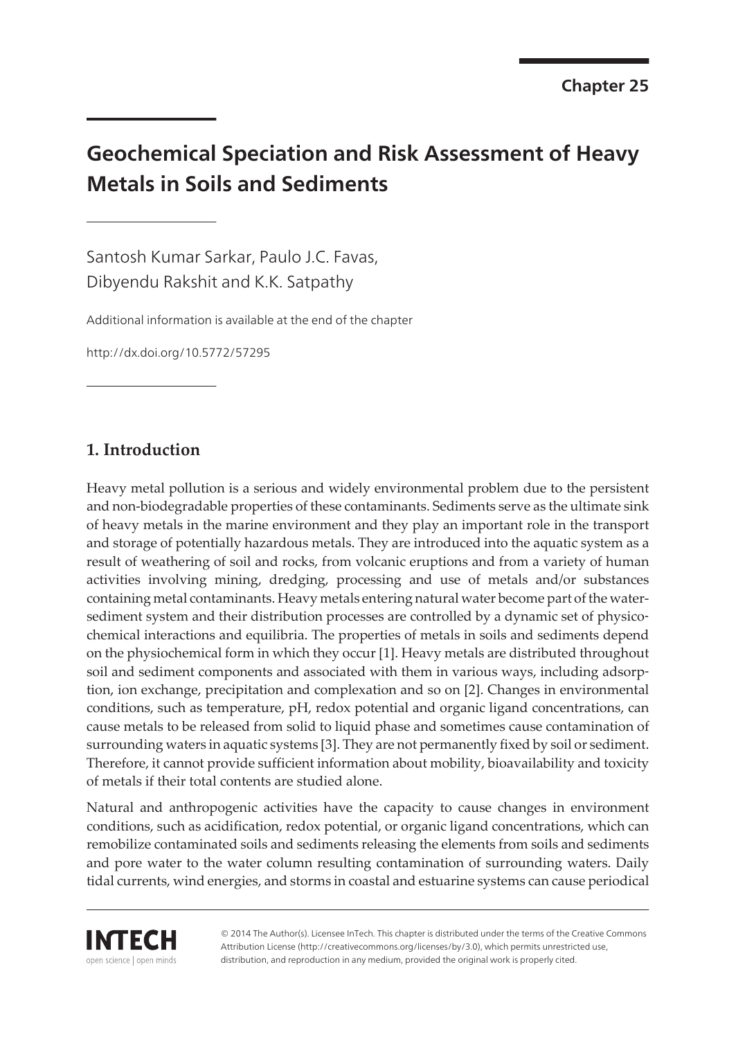Chapter 25

# Geochemical Speciation and Risk Assessment of Heavy Metals in Soils and Sediments

Santosh Kumar Sarkar, Paulo J.C. Favas, Dibyendu Rakshit and K.K. Satpathy

Additional information is available at the end of the chapter

http://dx.doi.org/10.5772/57295

## 1. Introduction

Heavy metal pollution is a serious and widely environmental problem due to the persistent and non-biodegradable properties of these contaminants. Sediments serve as the ultimate sink of heavy metals in the marine environment and they play an important role in the transport and storage of potentially hazardous metals. They are introduced into the aquatic system as a result of weathering of soil and rocks, from volcanic eruptions and from a variety of human activities involving mining, dredging, processing and use of metals and/or substances containing metal contaminants. Heavy metals entering natural water become part of the water-sediment system and their distribution processes are controlled by a dynamic set of physico-chemical interactions and equilibria. The properties of metals in soils and sediments depend on the physiochemical form in which they occur [1]. Heavy metals are distributed throughout soil and sediment components and associated with them in various ways, including adsorption, ion exchange, precipitation and complexation and so on [2]. Changes in environmental conditions, such as temperature, pH, redox potential and organic ligand concentrations, can cause metals to be released from solid to liquid phase and sometimes cause contamination of surrounding waters in aquatic systems [3]. They are not permanently fixed by soil or sediment. Therefore, it cannot provide sufficient information about mobility, bioavailability and toxicity of metals if their total contents are studied alone.

Natural and anthropogenic activities have the capacity to cause changes in environment conditions, such as acidification, redox potential, or organic ligand concentrations, which can remobilize contaminated soils and sediments releasing the elements from soils and sediments and pore water to the water column resulting contamination of surrounding waters. Daily tidal currents, wind energies, and storms in coastal and estuarine systems can cause periodical

© 2014 The Author(s). Licensee InTech. This chapter is distributed under the terms of the Creative Commons Attribution License (http://creativecommons.org/licenses/by/3.0), which permits unrestricted use, distribution, and reproduction in any medium, provided the original work is properly cited.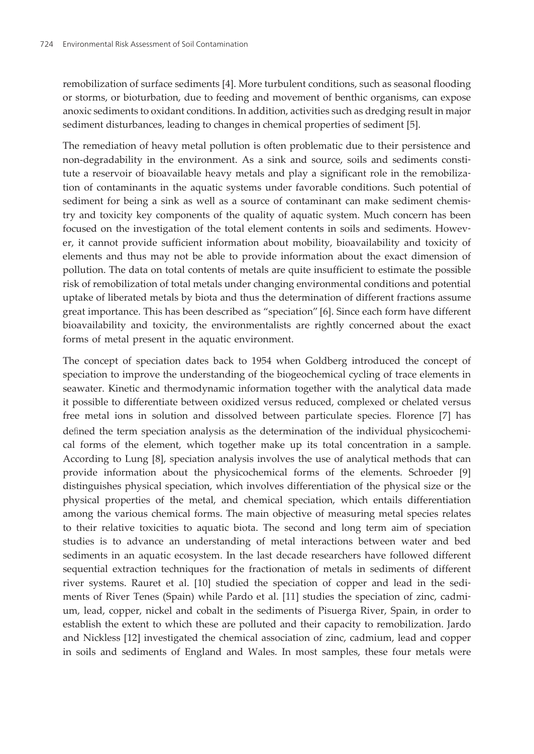remobilization of surface sediments [4]. More turbulent conditions, such as seasonal flooding or storms, or bioturbation, due to feeding and movement of benthic organisms, can expose anoxic sediments to oxidant conditions. In addition, activities such as dredging result in major sediment disturbances, leading to changes in chemical properties of sediment [5].

The remediation of heavy metal pollution is often problematic due to their persistence and non-degradability in the environment. As a sink and source, soils and sediments constitute a reservoir of bioavailable heavy metals and play a significant role in the remobilization of contaminants in the aquatic systems under favorable conditions. Such potential of sediment for being a sink as well as a source of contaminant can make sediment chemistry and toxicity key components of the quality of aquatic system. Much concern has been focused on the investigation of the total element contents in soils and sediments. However, it cannot provide sufficient information about mobility, bioavailability and toxicity of elements and thus may not be able to provide information about the exact dimension of pollution. The data on total contents of metals are quite insufficient to estimate the possible risk of remobilization of total metals under changing environmental conditions and potential uptake of liberated metals by biota and thus the determination of different fractions assume great importance. This has been described as "speciation" [6]. Since each form have different bioavailability and toxicity, the environmentalists are rightly concerned about the exact forms of metal present in the aquatic environment.

The concept of speciation dates back to 1954 when Goldberg introduced the concept of speciation to improve the understanding of the biogeochemical cycling of trace elements in seawater. Kinetic and thermodynamic information together with the analytical data made it possible to differentiate between oxidized versus reduced, complexed or chelated versus free metal ions in solution and dissolved between particulate species. Florence [7] has defined the term speciation analysis as the determination of the individual physicochemical forms of the element, which together make up its total concentration in a sample. According to Lung [8], speciation analysis involves the use of analytical methods that can provide information about the physicochemical forms of the elements. Schroeder [9] distinguishes physical speciation, which involves differentiation of the physical size or the physical properties of the metal, and chemical speciation, which entails differentiation among the various chemical forms. The main objective of measuring metal species relates to their relative toxicities to aquatic biota. The second and long term aim of speciation studies is to advance an understanding of metal interactions between water and bed sediments in an aquatic ecosystem. In the last decade researchers have followed different sequential extraction techniques for the fractionation of metals in sediments of different river systems. Rauret et al. [10] studied the speciation of copper and lead in the sediments of River Tenes (Spain) while Pardo et al. [11] studies the speciation of zinc, cadmium, lead, copper, nickel and cobalt in the sediments of Pisuerga River, Spain, in order to establish the extent to which these are polluted and their capacity to remobilization. Jardo and Nickless [12] investigated the chemical association of zinc, cadmium, lead and copper in soils and sediments of England and Wales. In most samples, these four metals were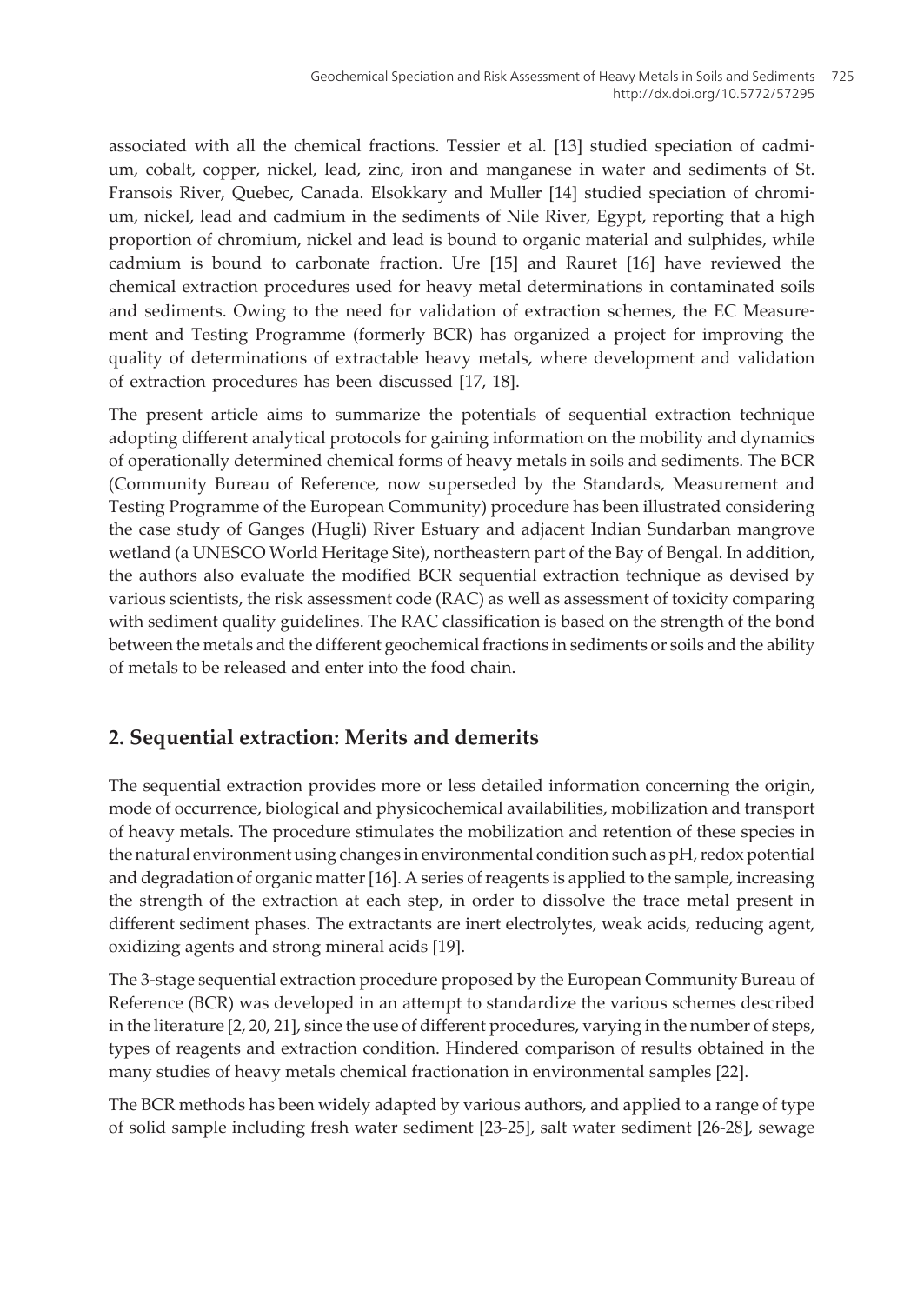associated with all the chemical fractions. Tessier et al. [13] studied speciation of cadmium, cobalt, copper, nickel, lead, zinc, iron and manganese in water and sediments of St. Fransois River, Quebec, Canada. Elsokkary and Muller [14] studied speciation of chromium, nickel, lead and cadmium in the sediments of Nile River, Egypt, reporting that a high proportion of chromium, nickel and lead is bound to organic material and sulphides, while cadmium is bound to carbonate fraction. Ure [15] and Rauret [16] have reviewed the chemical extraction procedures used for heavy metal determinations in contaminated soils and sediments. Owing to the need for validation of extraction schemes, the EC Measurement and Testing Programme (formerly BCR) has organized a project for improving the quality of determinations of extractable heavy metals, where development and validation of extraction procedures has been discussed [17, 18].

The present article aims to summarize the potentials of sequential extraction technique adopting different analytical protocols for gaining information on the mobility and dynamics of operationally determined chemical forms of heavy metals in soils and sediments. The BCR (Community Bureau of Reference, now superseded by the Standards, Measurement and Testing Programme of the European Community) procedure has been illustrated considering the case study of Ganges (Hugli) River Estuary and adjacent Indian Sundarban mangrove wetland (a UNESCO World Heritage Site), northeastern part of the Bay of Bengal. In addition, the authors also evaluate the modified BCR sequential extraction technique as devised by various scientists, the risk assessment code (RAC) as well as assessment of toxicity comparing with sediment quality guidelines. The RAC classification is based on the strength of the bond between the metals and the different geochemical fractions in sediments or soils and the ability of metals to be released and enter into the food chain.

## 2. Sequential extraction: Merits and demerits

The sequential extraction provides more or less detailed information concerning the origin, mode of occurrence, biological and physicochemical availabilities, mobilization and transport of heavy metals. The procedure stimulates the mobilization and retention of these species in the natural environment using changes in environmental condition such as pH, redox potential and degradation of organic matter [16]. A series of reagents is applied to the sample, increasing the strength of the extraction at each step, in order to dissolve the trace metal present in different sediment phases. The extractants are inert electrolytes, weak acids, reducing agent, oxidizing agents and strong mineral acids [19].

The 3-stage sequential extraction procedure proposed by the European Community Bureau of Reference (BCR) was developed in an attempt to standardize the various schemes described in the literature [2, 20, 21], since the use of different procedures, varying in the number of steps, types of reagents and extraction condition. Hindered comparison of results obtained in the many studies of heavy metals chemical fractionation in environmental samples [22].

The BCR methods has been widely adapted by various authors, and applied to a range of type of solid sample including fresh water sediment [23-25], salt water sediment [26-28], sewage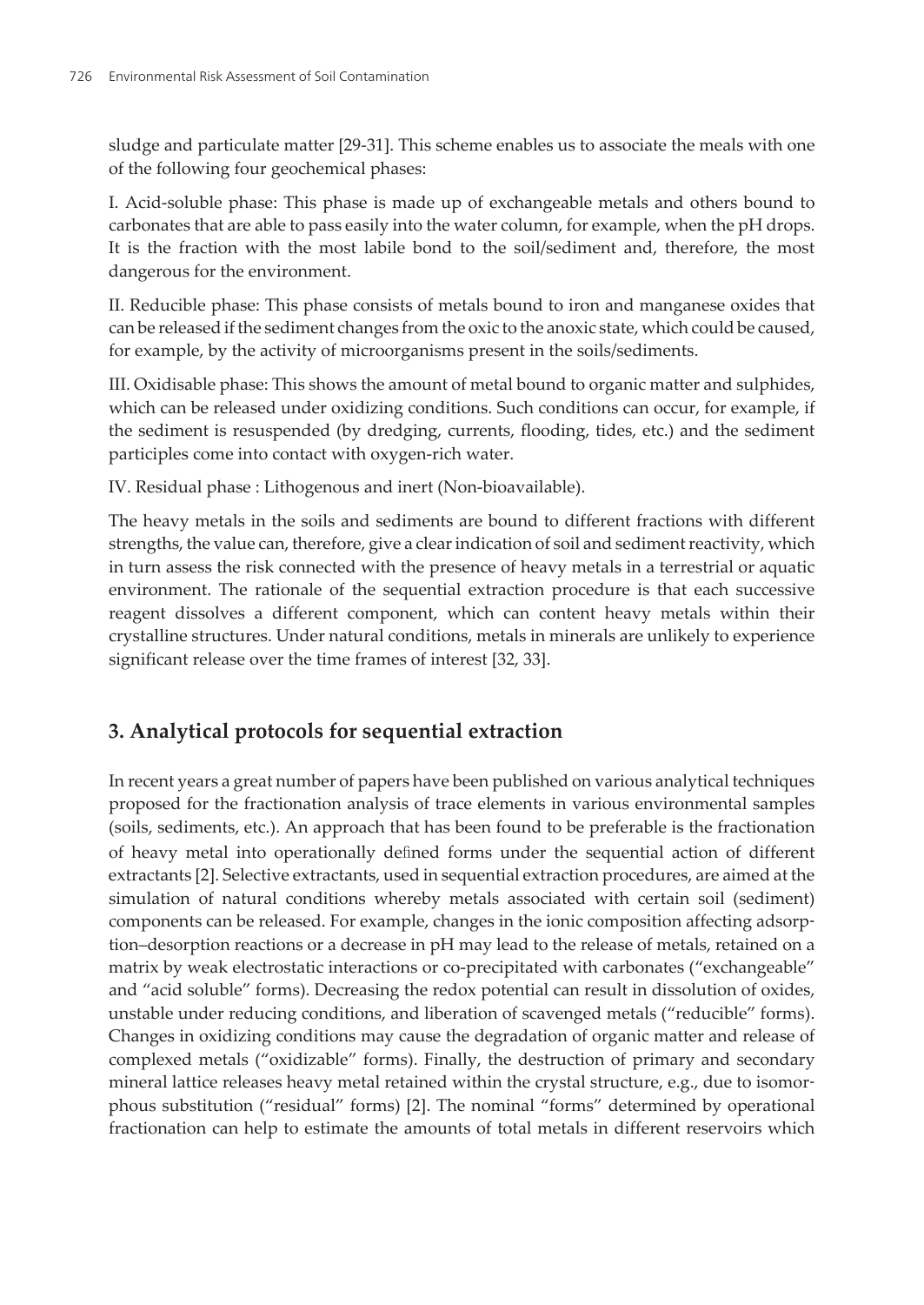sludge and particulate matter [29-31]. This scheme enables us to associate the meals with one of the following four geochemical phases:

I. Acid-soluble phase: This phase is made up of exchangeable metals and others bound to carbonates that are able to pass easily into the water column, for example, when the pH drops. It is the fraction with the most labile bond to the soil/sediment and, therefore, the most dangerous for the environment.

II. Reducible phase: This phase consists of metals bound to iron and manganese oxides that can be released if the sediment changes from the oxic to the anoxic state, which could be caused, for example, by the activity of microorganisms present in the soils/sediments.

III. Oxidisable phase: This shows the amount of metal bound to organic matter and sulphides, which can be released under oxidizing conditions. Such conditions can occur, for example, if the sediment is resuspended (by dredging, currents, flooding, tides, etc.) and the sediment participles come into contact with oxygen-rich water.

IV. Residual phase : Lithogenous and inert (Non-bioavailable).

The heavy metals in the soils and sediments are bound to different fractions with different strengths, the value can, therefore, give a clear indication of soil and sediment reactivity, which in turn assess the risk connected with the presence of heavy metals in a terrestrial or aquatic environment. The rationale of the sequential extraction procedure is that each successive reagent dissolves a different component, which can content heavy metals within their crystalline structures. Under natural conditions, metals in minerals are unlikely to experience significant release over the time frames of interest [32, 33].

## 3. Analytical protocols for sequential extraction

In recent years a great number of papers have been published on various analytical techniques proposed for the fractionation analysis of trace elements in various environmental samples (soils, sediments, etc.). An approach that has been found to be preferable is the fractionation of heavy metal into operationally defined forms under the sequential action of different extractants [2]. Selective extractants, used in sequential extraction procedures, are aimed at the simulation of natural conditions whereby metals associated with certain soil (sediment) components can be released. For example, changes in the ionic composition affecting adsorption–desorption reactions or a decrease in pH may lead to the release of metals, retained on a matrix by weak electrostatic interactions or co-precipitated with carbonates ("exchangeable" and "acid soluble" forms). Decreasing the redox potential can result in dissolution of oxides, unstable under reducing conditions, and liberation of scavenged metals ("reducible" forms). Changes in oxidizing conditions may cause the degradation of organic matter and release of complexed metals ("oxidizable" forms). Finally, the destruction of primary and secondary mineral lattice releases heavy metal retained within the crystal structure, e.g., due to isomorphous substitution ("residual" forms) [2]. The nominal "forms" determined by operational fractionation can help to estimate the amounts of total metals in different reservoirs which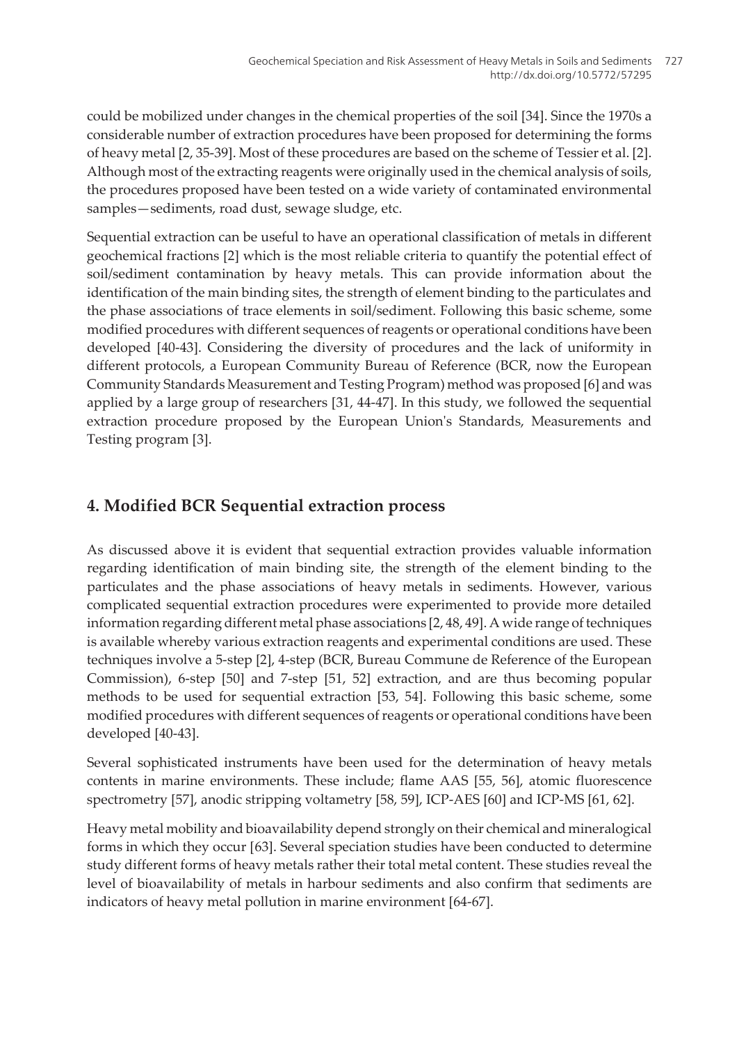could be mobilized under changes in the chemical properties of the soil [34]. Since the 1970s a considerable number of extraction procedures have been proposed for determining the forms of heavy metal [2, 35-39]. Most of these procedures are based on the scheme of Tessier et al. [2]. Although most of the extracting reagents were originally used in the chemical analysis of soils, the procedures proposed have been tested on a wide variety of contaminated environmental samples—sediments, road dust, sewage sludge, etc.

Sequential extraction can be useful to have an operational classification of metals in different geochemical fractions [2] which is the most reliable criteria to quantify the potential effect of soil/sediment contamination by heavy metals. This can provide information about the identification of the main binding sites, the strength of element binding to the particulates and the phase associations of trace elements in soil/sediment. Following this basic scheme, some modified procedures with different sequences of reagents or operational conditions have been developed [40-43]. Considering the diversity of procedures and the lack of uniformity in different protocols, a European Community Bureau of Reference (BCR, now the European Community Standards Measurement and Testing Program) method was proposed [6] and was applied by a large group of researchers [31, 44-47]. In this study, we followed the sequential extraction procedure proposed by the European Union's Standards, Measurements and Testing program [3].

## 4. Modified BCR Sequential extraction process

As discussed above it is evident that sequential extraction provides valuable information regarding identification of main binding site, the strength of the element binding to the particulates and the phase associations of heavy metals in sediments. However, various complicated sequential extraction procedures were experimented to provide more detailed information regarding different metal phase associations [2, 48, 49]. A wide range of techniques is available whereby various extraction reagents and experimental conditions are used. These techniques involve a 5-step [2], 4-step (BCR, Bureau Commune de Reference of the European Commission), 6-step [50] and 7-step [51, 52] extraction, and are thus becoming popular methods to be used for sequential extraction [53, 54]. Following this basic scheme, some modified procedures with different sequences of reagents or operational conditions have been developed [40-43].

Several sophisticated instruments have been used for the determination of heavy metals contents in marine environments. These include; flame AAS [55, 56], atomic fluorescence spectrometry [57], anodic stripping voltametry [58, 59], ICP-AES [60] and ICP-MS [61, 62].

Heavy metal mobility and bioavailability depend strongly on their chemical and mineralogical forms in which they occur [63]. Several speciation studies have been conducted to determine study different forms of heavy metals rather their total metal content. These studies reveal the level of bioavailability of metals in harbour sediments and also confirm that sediments are indicators of heavy metal pollution in marine environment [64-67].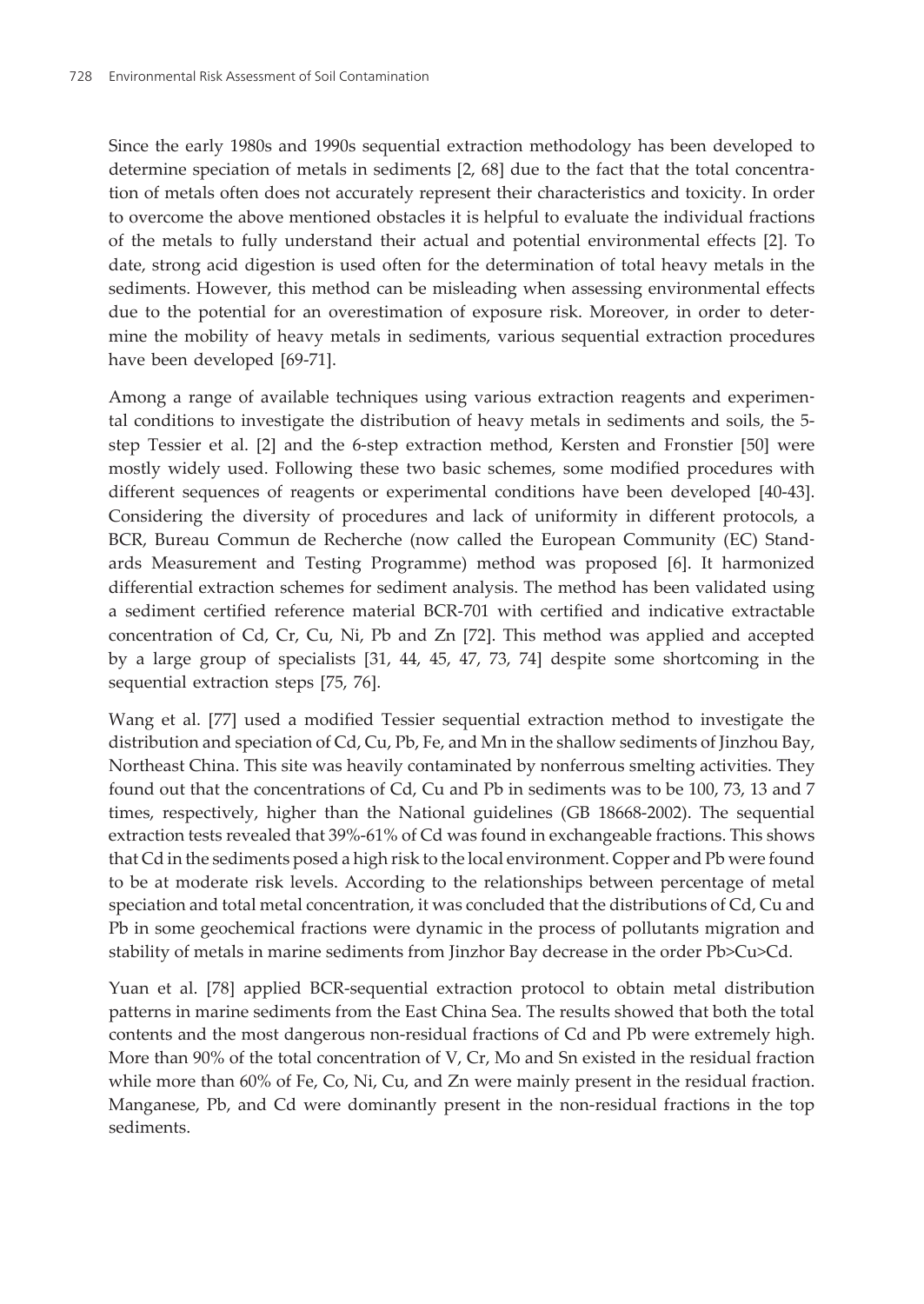Since the early 1980s and 1990s sequential extraction methodology has been developed to determine speciation of metals in sediments [2, 68] due to the fact that the total concentration of metals often does not accurately represent their characteristics and toxicity. In order to overcome the above mentioned obstacles it is helpful to evaluate the individual fractions of the metals to fully understand their actual and potential environmental effects [2]. To date, strong acid digestion is used often for the determination of total heavy metals in the sediments. However, this method can be misleading when assessing environmental effects due to the potential for an overestimation of exposure risk. Moreover, in order to determine the mobility of heavy metals in sediments, various sequential extraction procedures have been developed [69-71].

Among a range of available techniques using various extraction reagents and experimental conditions to investigate the distribution of heavy metals in sediments and soils, the 5-step Tessier et al. [2] and the 6-step extraction method, Kersten and Fronstier [50] were mostly widely used. Following these two basic schemes, some modified procedures with different sequences of reagents or experimental conditions have been developed [40-43]. Considering the diversity of procedures and lack of uniformity in different protocols, a BCR, Bureau Commun de Recherche (now called the European Community (EC) Standards Measurement and Testing Programme) method was proposed [6]. It harmonized differential extraction schemes for sediment analysis. The method has been validated using a sediment certified reference material BCR-701 with certified and indicative extractable concentration of Cd, Cr, Cu, Ni, Pb and Zn [72]. This method was applied and accepted by a large group of specialists [31, 44, 45, 47, 73, 74] despite some shortcoming in the sequential extraction steps [75, 76].

Wang et al. [77] used a modified Tessier sequential extraction method to investigate the distribution and speciation of Cd, Cu, Pb, Fe, and Mn in the shallow sediments of Jinzhou Bay, Northeast China. This site was heavily contaminated by nonferrous smelting activities. They found out that the concentrations of Cd, Cu and Pb in sediments was to be 100, 73, 13 and 7 times, respectively, higher than the National guidelines (GB 18668-2002). The sequential extraction tests revealed that 39%-61% of Cd was found in exchangeable fractions. This shows that Cd in the sediments posed a high risk to the local environment. Copper and Pb were found to be at moderate risk levels. According to the relationships between percentage of metal speciation and total metal concentration, it was concluded that the distributions of Cd, Cu and Pb in some geochemical fractions were dynamic in the process of pollutants migration and stability of metals in marine sediments from Jinzhor Bay decrease in the order Pb>Cu>Cd.

Yuan et al. [78] applied BCR-sequential extraction protocol to obtain metal distribution patterns in marine sediments from the East China Sea. The results showed that both the total contents and the most dangerous non-residual fractions of Cd and Pb were extremely high. More than 90% of the total concentration of V, Cr, Mo and Sn existed in the residual fraction while more than 60% of Fe, Co, Ni, Cu, and Zn were mainly present in the residual fraction. Manganese, Pb, and Cd were dominantly present in the non-residual fractions in the top sediments.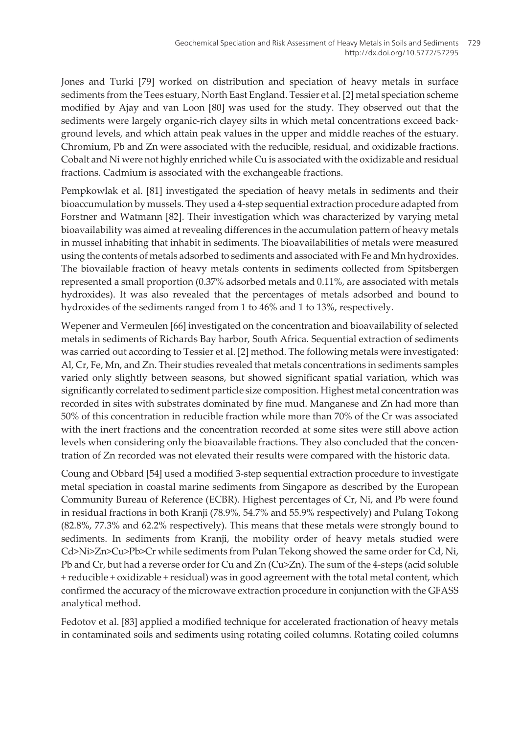Jones and Turki [79] worked on distribution and speciation of heavy metals in surface sediments from the Tees estuary, North East England. Tessier et al. [2] metal speciation scheme modified by Ajay and van Loon [80] was used for the study. They observed out that the sediments were largely organic-rich clayey silts in which metal concentrations exceed background levels, and which attain peak values in the upper and middle reaches of the estuary. Chromium, Pb and Zn were associated with the reducible, residual, and oxidizable fractions. Cobalt and Ni were not highly enriched while Cu is associated with the oxidizable and residual fractions. Cadmium is associated with the exchangeable fractions.

Pempkowlak et al. [81] investigated the speciation of heavy metals in sediments and their bioaccumulation by mussels. They used a 4-step sequential extraction procedure adapted from Forstner and Watmann [82]. Their investigation which was characterized by varying metal bioavailability was aimed at revealing differences in the accumulation pattern of heavy metals in mussel inhabiting that inhabit in sediments. The bioavailabilities of metals were measured using the contents of metals adsorbed to sediments and associated with Fe and Mn hydroxides. The biovailable fraction of heavy metals contents in sediments collected from Spitsbergen represented a small proportion (0.37% adsorbed metals and 0.11%, are associated with metals hydroxides). It was also revealed that the percentages of metals adsorbed and bound to hydroxides of the sediments ranged from 1 to 46% and 1 to 13%, respectively.

Wepener and Vermeulen [66] investigated on the concentration and bioavailability of selected metals in sediments of Richards Bay harbor, South Africa. Sequential extraction of sediments was carried out according to Tessier et al. [2] method. The following metals were investigated: Al, Cr, Fe, Mn, and Zn. Their studies revealed that metals concentrations in sediments samples varied only slightly between seasons, but showed significant spatial variation, which was significantly correlated to sediment particle size composition. Highest metal concentration was recorded in sites with substrates dominated by fine mud. Manganese and Zn had more than 50% of this concentration in reducible fraction while more than 70% of the Cr was associated with the inert fractions and the concentration recorded at some sites were still above action levels when considering only the bioavailable fractions. They also concluded that the concentration of Zn recorded was not elevated their results were compared with the historic data.

Coung and Obbard [54] used a modified 3-step sequential extraction procedure to investigate metal speciation in coastal marine sediments from Singapore as described by the European Community Bureau of Reference (ECBR). Highest percentages of Cr, Ni, and Pb were found in residual fractions in both Kranji (78.9%, 54.7% and 55.9% respectively) and Pulang Tokong (82.8%, 77.3% and 62.2% respectively). This means that these metals were strongly bound to sediments. In sediments from Kranji, the mobility order of heavy metals studied were Cd>Ni>Zn>Cu>Pb>Cr while sediments from Pulan Tekong showed the same order for Cd, Ni, Pb and Cr, but had a reverse order for Cu and Zn (Cu>Zn). The sum of the 4-steps (acid soluble + reducible + oxidizable + residual) was in good agreement with the total metal content, which confirmed the accuracy of the microwave extraction procedure in conjunction with the GFASS analytical method.

Fedotov et al. [83] applied a modified technique for accelerated fractionation of heavy metals in contaminated soils and sediments using rotating coiled columns. Rotating coiled columns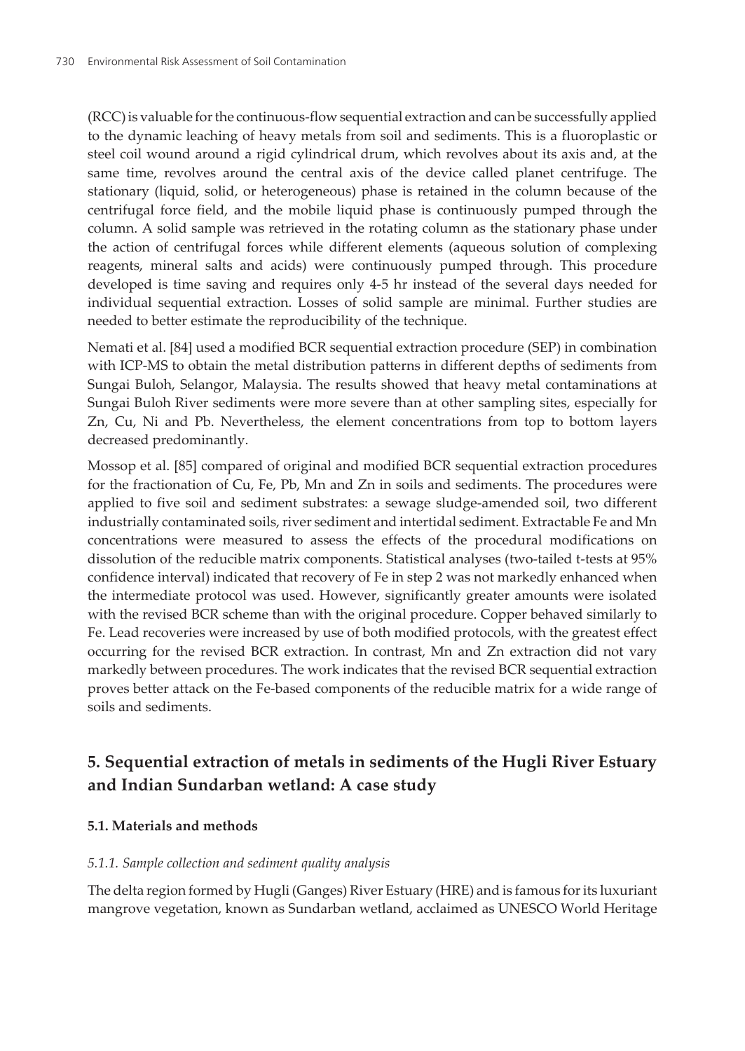(RCC) is valuable for the continuous-flow sequential extraction and can be successfully applied to the dynamic leaching of heavy metals from soil and sediments. This is a fluoroplastic or steel coil wound around a rigid cylindrical drum, which revolves about its axis and, at the same time, revolves around the central axis of the device called planet centrifuge. The stationary (liquid, solid, or heterogeneous) phase is retained in the column because of the centrifugal force field, and the mobile liquid phase is continuously pumped through the column. A solid sample was retrieved in the rotating column as the stationary phase under the action of centrifugal forces while different elements (aqueous solution of complexing reagents, mineral salts and acids) were continuously pumped through. This procedure developed is time saving and requires only 4-5 hr instead of the several days needed for individual sequential extraction. Losses of solid sample are minimal. Further studies are needed to better estimate the reproducibility of the technique.

Nemati et al. [84] used a modified BCR sequential extraction procedure (SEP) in combination with ICP-MS to obtain the metal distribution patterns in different depths of sediments from Sungai Buloh, Selangor, Malaysia. The results showed that heavy metal contaminations at Sungai Buloh River sediments were more severe than at other sampling sites, especially for Zn, Cu, Ni and Pb. Nevertheless, the element concentrations from top to bottom layers decreased predominantly.

Mossop et al. [85] compared of original and modified BCR sequential extraction procedures for the fractionation of Cu, Fe, Pb, Mn and Zn in soils and sediments. The procedures were applied to five soil and sediment substrates: a sewage sludge-amended soil, two different industrially contaminated soils, river sediment and intertidal sediment. Extractable Fe and Mn concentrations were measured to assess the effects of the procedural modifications on dissolution of the reducible matrix components. Statistical analyses (two-tailed t-tests at 95% confidence interval) indicated that recovery of Fe in step 2 was not markedly enhanced when the intermediate protocol was used. However, significantly greater amounts were isolated with the revised BCR scheme than with the original procedure. Copper behaved similarly to Fe. Lead recoveries were increased by use of both modified protocols, with the greatest effect occurring for the revised BCR extraction. In contrast, Mn and Zn extraction did not vary markedly between procedures. The work indicates that the revised BCR sequential extraction proves better attack on the Fe-based components of the reducible matrix for a wide range of soils and sediments.

## 5. Sequential extraction of metals in sediments of the Hugli River Estuary and Indian Sundarban wetland: A case study

### 5.1. Materials and methods

#### *5.1.1. Sample collection and sediment quality analysis*

The delta region formed by Hugli (Ganges) River Estuary (HRE) and is famous for its luxuriant mangrove vegetation, known as Sundarban wetland, acclaimed as UNESCO World Heritage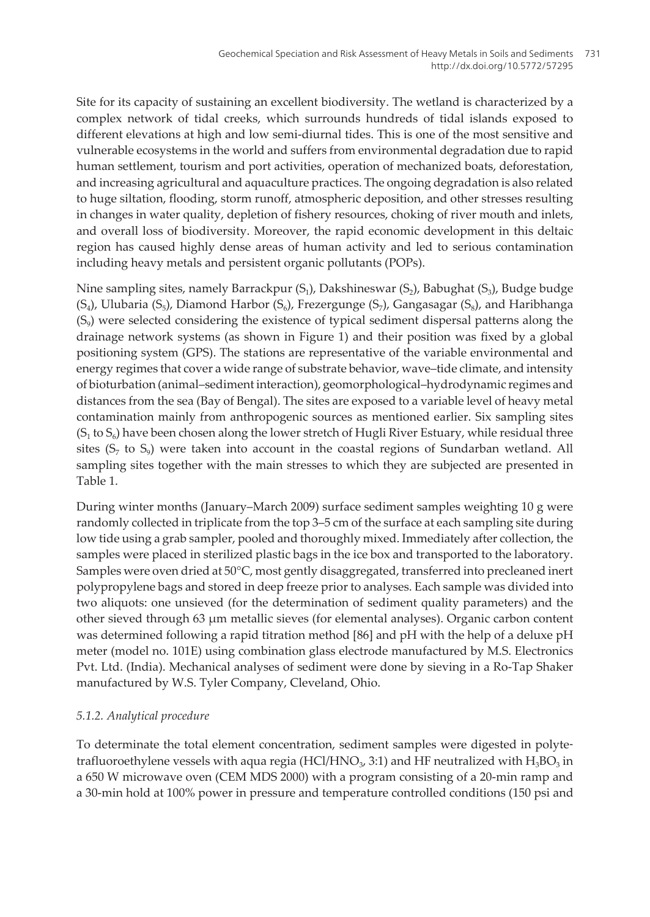Site for its capacity of sustaining an excellent biodiversity. The wetland is characterized by a complex network of tidal creeks, which surrounds hundreds of tidal islands exposed to different elevations at high and low semi-diurnal tides. This is one of the most sensitive and vulnerable ecosystems in the world and suffers from environmental degradation due to rapid human settlement, tourism and port activities, operation of mechanized boats, deforestation, and increasing agricultural and aquaculture practices. The ongoing degradation is also related to huge siltation, flooding, storm runoff, atmospheric deposition, and other stresses resulting in changes in water quality, depletion of fishery resources, choking of river mouth and inlets, and overall loss of biodiversity. Moreover, the rapid economic development in this deltaic region has caused highly dense areas of human activity and led to serious contamination including heavy metals and persistent organic pollutants (POPs).

Nine sampling sites, namely Barrackpur ($S_1$), Dakshineswar ($S_2$), Babughat ($S_3$), Budge budge ($S_4$), Ulubaria ($S_5$), Diamond Harbor ($S_6$), Frezergunge ($S_7$), Gangasagar ($S_8$), and Haribhanga ($S_9$) were selected considering the existence of typical sediment dispersal patterns along the drainage network systems (as shown in Figure 1) and their position was fixed by a global positioning system (GPS). The stations are representative of the variable environmental and energy regimes that cover a wide range of substrate behavior, wave–tide climate, and intensity of bioturbation (animal–sediment interaction), geomorphological–hydrodynamic regimes and distances from the sea (Bay of Bengal). The sites are exposed to a variable level of heavy metal contamination mainly from anthropogenic sources as mentioned earlier. Six sampling sites ($S_1$ to $S_6$) have been chosen along the lower stretch of Hugli River Estuary, while residual three sites ($S_7$ to $S_9$) were taken into account in the coastal regions of Sundarban wetland. All sampling sites together with the main stresses to which they are subjected are presented in Table 1.

During winter months (January–March 2009) surface sediment samples weighting 10 g were randomly collected in triplicate from the top 3–5 cm of the surface at each sampling site during low tide using a grab sampler, pooled and thoroughly mixed. Immediately after collection, the samples were placed in sterilized plastic bags in the ice box and transported to the laboratory. Samples were oven dried at 50°C, most gently disaggregated, transferred into precleaned inert polypropylene bags and stored in deep freeze prior to analyses. Each sample was divided into two aliquots: one unsieved (for the determination of sediment quality parameters) and the other sieved through 63 μm metallic sieves (for elemental analyses). Organic carbon content was determined following a rapid titration method [86] and pH with the help of a deluxe pH meter (model no. 101E) using combination glass electrode manufactured by M.S. Electronics Pvt. Ltd. (India). Mechanical analyses of sediment were done by sieving in a Ro-Tap Shaker manufactured by W.S. Tyler Company, Cleveland, Ohio.

### *5.1.2. Analytical procedure*

To determinate the total element concentration, sediment samples were digested in polytetrafluoroethylene vessels with aqua regia ($HCl/HNO_3$, 3:1) and HF neutralized with $H_3BO_3$ in a 650 W microwave oven (CEM MDS 2000) with a program consisting of a 20-min ramp and a 30-min hold at 100% power in pressure and temperature controlled conditions (150 psi and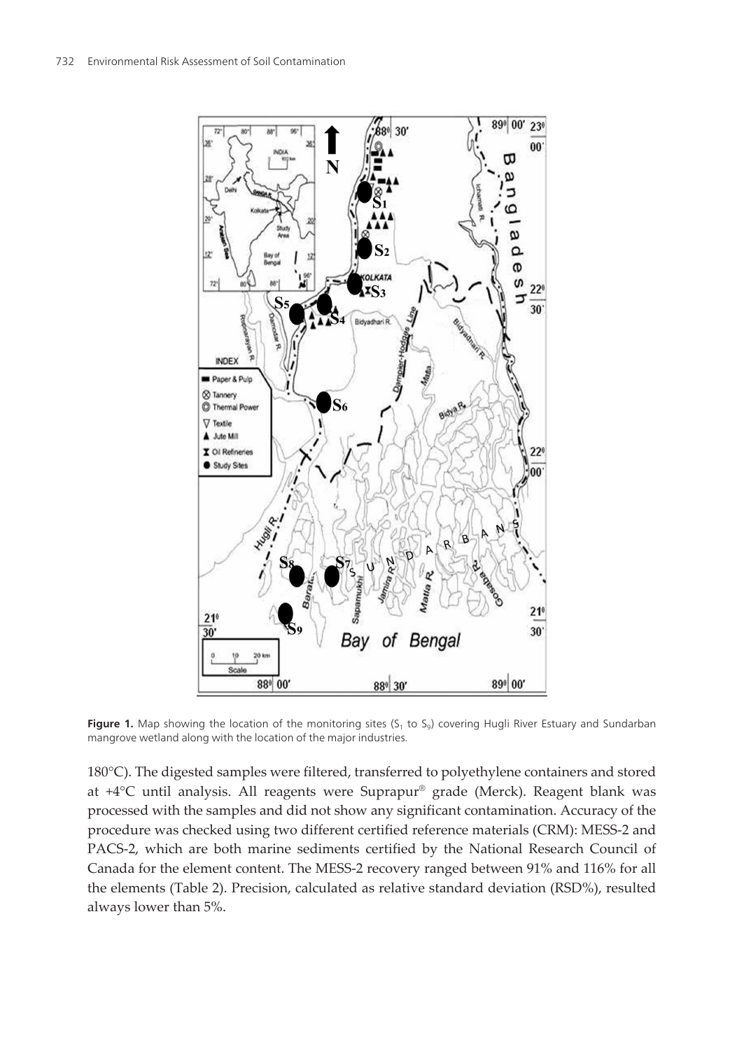**Figure 1.** Map showing the location of the monitoring sites ($S_1$ to $S_9$) covering Hugli River Estuary and Sundarban mangrove wetland along with the location of the major industries.

180°C). The digested samples were filtered, transferred to polyethylene containers and stored at +4°C until analysis. All reagents were Suprapur® grade (Merck). Reagent blank was processed with the samples and did not show any significant contamination. Accuracy of the procedure was checked using two different certified reference materials (CRM): MESS-2 and PACS-2, which are both marine sediments certified by the National Research Council of Canada for the element content. The MESS-2 recovery ranged between 91% and 116% for all the elements (Table 2). Precision, calculated as relative standard deviation (RSD%), resulted always lower than 5%.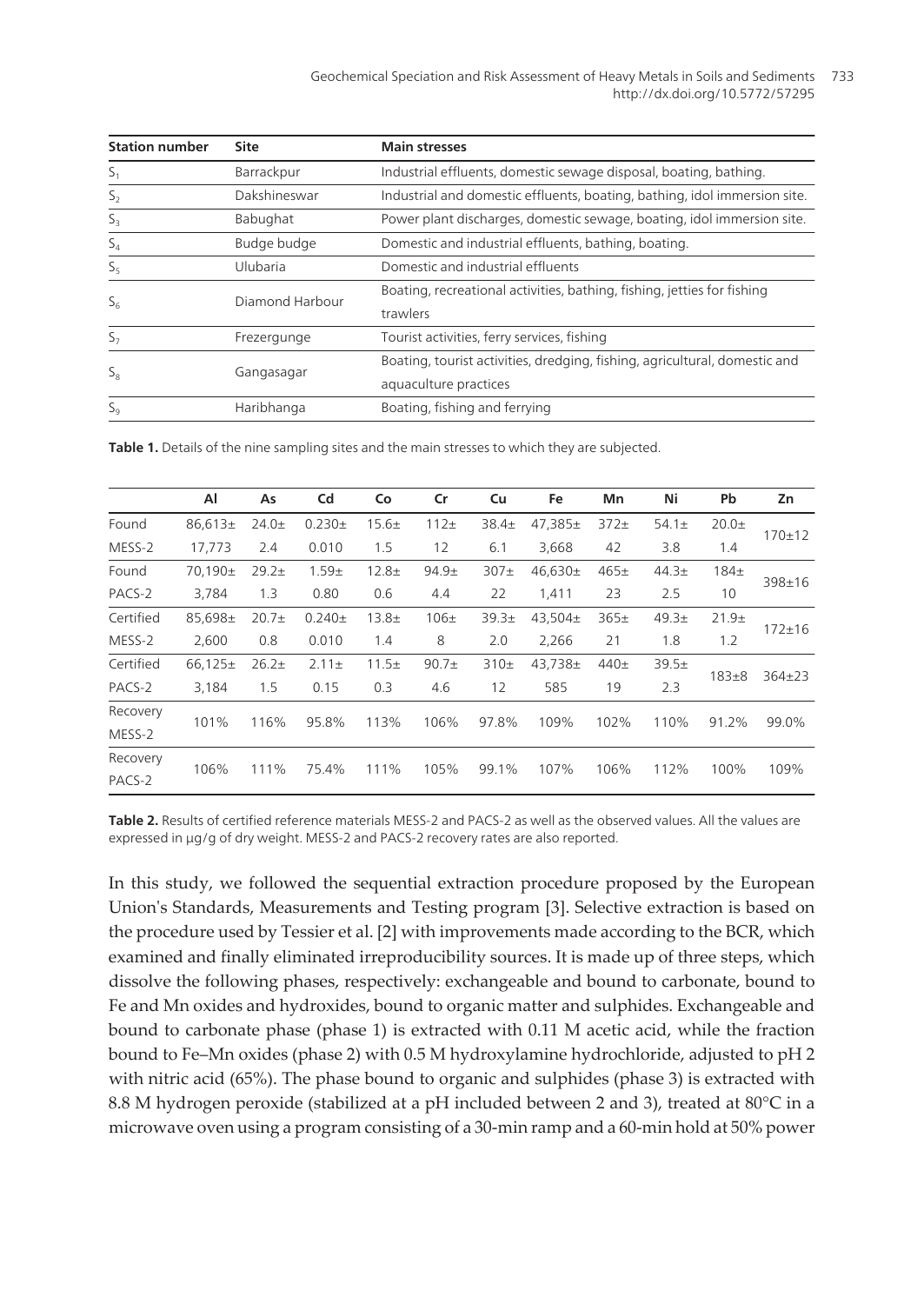| Station number | Site | Main stresses |
|---|---|---|
| $S_1$ | Barrackpur | Industrial effluents, domestic sewage disposal, boating, bathing. |
| $S_2$ | Dakshineswar | Industrial and domestic effluents, boating, bathing, idol immersion site. |
| $S_3$ | Babughat | Power plant discharges, domestic sewage, boating, idol immersion site. |
| $S_4$ | Budge budge | Domestic and industrial effluents, bathing, boating. |
| $S_5$ | Ulubaria | Domestic and industrial effluents |
| $S_6$ | Diamond Harbour | Boating, recreational activities, bathing, fishing, jetties for fishing trawlers |
| $S_7$ | Frezergunge | Tourist activities, ferry services, fishing |
| $S_8$ | Gangasagar | Boating, tourist activities, dredging, fishing, agricultural, domestic and aquaculture practices |
| $S_9$ | Haribhanga | Boating, fishing and ferrying |

**Table 1.** Details of the nine sampling sites and the main stresses to which they are subjected.

| | Al | As | Cd | Co | Cr | Cu | Fe | Mn | Ni | Pb | Zn |
|---|---|---|---|---|---|---|---|---|---|---|---|
| Found MESS-2 | 86,613± 17,773 | 24.0± 2.4 | 0.230± 0.010 | 15.6± 1.5 | 112± 12 | 38.4± 6.1 | 47,385± 3,668 | 372± 42 | 54.1± 3.8 | 20.0± 1.4 | 170±12 |
| Found PACS-2 | 70,190± 3,784 | 29.2± 1.3 | 1.59± 0.80 | 12.8± 0.6 | 94.9± 4.4 | 307± 22 | 46,630± 1,411 | 465± 23 | 44.3± 2.5 | 184± 10 | 398±16 |
| Certified MESS-2 | 85,698± 2,600 | 20.7± 0.8 | 0.240± 0.010 | 13.8± 1.4 | 106± 8 | 39.3± 2.0 | 43,504± 2,266 | 365± 21 | 49.3± 1.8 | 21.9± 1.2 | 172±16 |
| Certified PACS-2 | 66,125± 3,184 | 26.2± 1.5 | 2.11± 0.15 | 11.5± 0.3 | 90.7± 4.6 | 310± 12 | 43,738± 585 | 440± 19 | 39.5± 2.3 | 183±8 | 364±23 |
| Recovery MESS-2 | 101% | 116% | 95.8% | 113% | 106% | 97.8% | 109% | 102% | 110% | 91.2% | 99.0% |
| Recovery PACS-2 | 106% | 111% | 75.4% | 111% | 105% | 99.1% | 107% | 106% | 112% | 100% | 109% |

**Table 2.** Results of certified reference materials MESS-2 and PACS-2 as well as the observed values. All the values are expressed in µg/g of dry weight. MESS-2 and PACS-2 recovery rates are also reported.

In this study, we followed the sequential extraction procedure proposed by the European Union's Standards, Measurements and Testing program [3]. Selective extraction is based on the procedure used by Tessier et al. [2] with improvements made according to the BCR, which examined and finally eliminated irreproducibility sources. It is made up of three steps, which dissolve the following phases, respectively: exchangeable and bound to carbonate, bound to Fe and Mn oxides and hydroxides, bound to organic matter and sulphides. Exchangeable and bound to carbonate phase (phase 1) is extracted with 0.11 M acetic acid, while the fraction bound to Fe–Mn oxides (phase 2) with 0.5 M hydroxylamine hydrochloride, adjusted to pH 2 with nitric acid (65%). The phase bound to organic and sulphides (phase 3) is extracted with 8.8 M hydrogen peroxide (stabilized at a pH included between 2 and 3), treated at 80°C in a microwave oven using a program consisting of a 30-min ramp and a 60-min hold at 50% power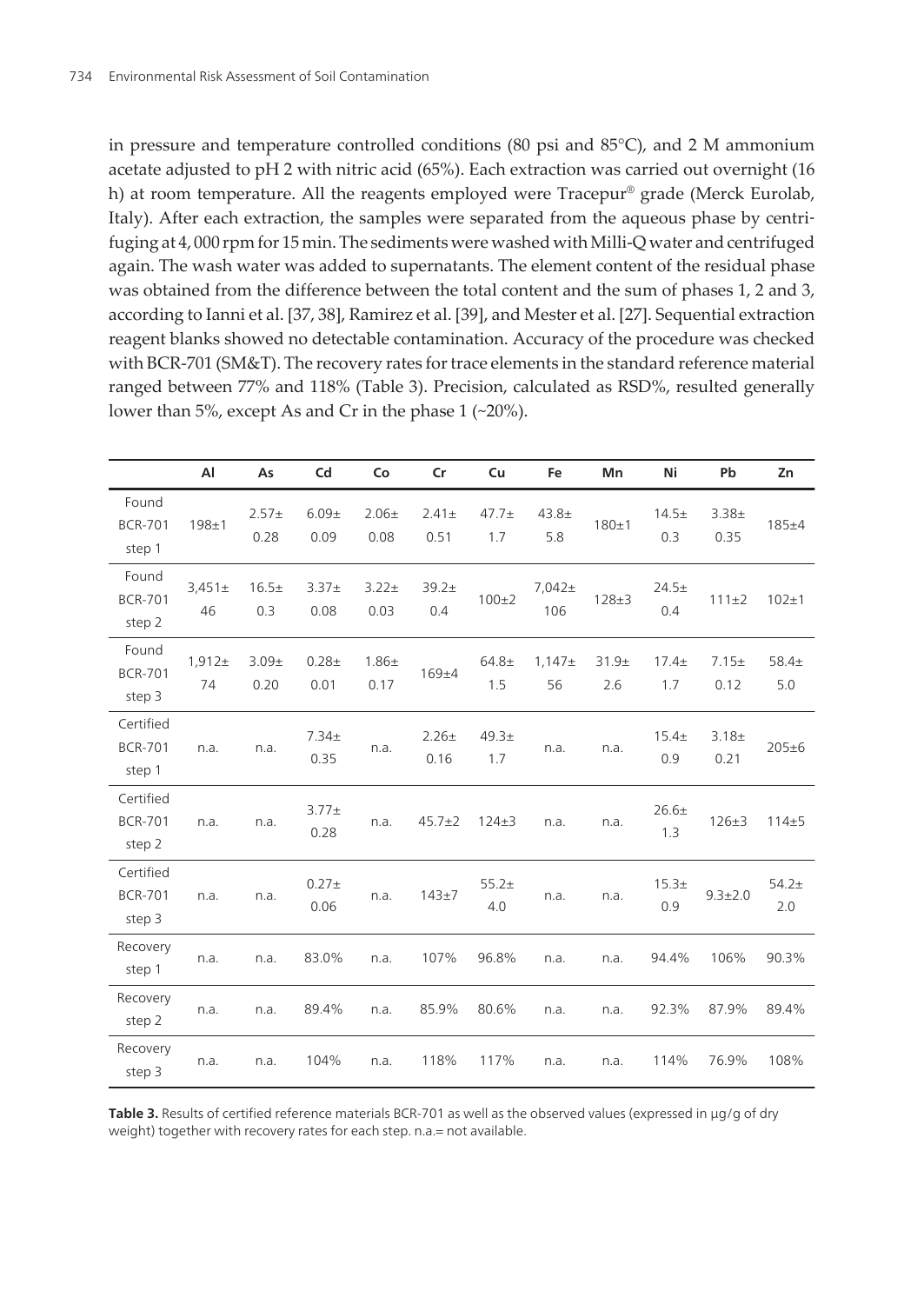in pressure and temperature controlled conditions (80 psi and 85°C), and 2 M ammonium acetate adjusted to pH 2 with nitric acid (65%). Each extraction was carried out overnight (16 h) at room temperature. All the reagents employed were Tracepur® grade (Merck Eurolab, Italy). After each extraction, the samples were separated from the aqueous phase by centrifuging at 4, 000 rpm for 15 min. The sediments were washed with Milli-Q water and centrifuged again. The wash water was added to supernatants. The element content of the residual phase was obtained from the difference between the total content and the sum of phases 1, 2 and 3, according to Ianni et al. [37, 38], Ramirez et al. [39], and Mester et al. [27]. Sequential extraction reagent blanks showed no detectable contamination. Accuracy of the procedure was checked with BCR-701 (SM&T). The recovery rates for trace elements in the standard reference material ranged between 77% and 118% (Table 3). Precision, calculated as RSD%, resulted generally lower than 5%, except As and Cr in the phase 1 (~20%).

| | Al | As | Cd | Co | Cr | Cu | Fe | Mn | Ni | Pb | Zn |
|---|---|---|---|---|---|---|---|---|---|---|---|
| Found BCR-701 step 1 | 198±1 | 2.57±0.28 | 6.09±0.09 | 2.06±0.08 | 2.41±0.51 | 47.7±1.7 | 43.8±5.8 | 180±1 | 14.5±0.3 | 3.38±0.35 | 185±4 |
| Found BCR-701 step 2 | 3,451±46 | 16.5±0.3 | 3.37±0.08 | 3.22±0.03 | 39.2±0.4 | 100±2 | 7,042±106 | 128±3 | 24.5±0.4 | 111±2 | 102±1 |
| Found BCR-701 step 3 | 1,912±74 | 3.09±0.20 | 0.28±0.01 | 1.86±0.17 | 169±4 | 64.8±1.5 | 1,147±56 | 31.9±2.6 | 17.4±1.7 | 7.15±0.12 | 58.4±5.0 |
| Certified BCR-701 step 1 | n.a. | n.a. | 7.34±0.35 | n.a. | 2.26±0.16 | 49.3±1.7 | n.a. | n.a. | 15.4±0.9 | 3.18±0.21 | 205±6 |
| Certified BCR-701 step 2 | n.a. | n.a. | 3.77±0.28 | n.a. | 45.7±2 | 124±3 | n.a. | n.a. | 26.6±1.3 | 126±3 | 114±5 |
| Certified BCR-701 step 3 | n.a. | n.a. | 0.27±0.06 | n.a. | 143±7 | 55.2±4.0 | n.a. | n.a. | 15.3±0.9 | 9.3±2.0 | 54.2±2.0 |
| Recovery step 1 | n.a. | n.a. | 83.0% | n.a. | 107% | 96.8% | n.a. | n.a. | 94.4% | 106% | 90.3% |
| Recovery step 2 | n.a. | n.a. | 89.4% | n.a. | 85.9% | 80.6% | n.a. | n.a. | 92.3% | 87.9% | 89.4% |
| Recovery step 3 | n.a. | n.a. | 104% | n.a. | 118% | 117% | n.a. | n.a. | 114% | 76.9% | 108% |

**Table 3.** Results of certified reference materials BCR-701 as well as the observed values (expressed in μg/g of dry weight) together with recovery rates for each step. n.a.= not available.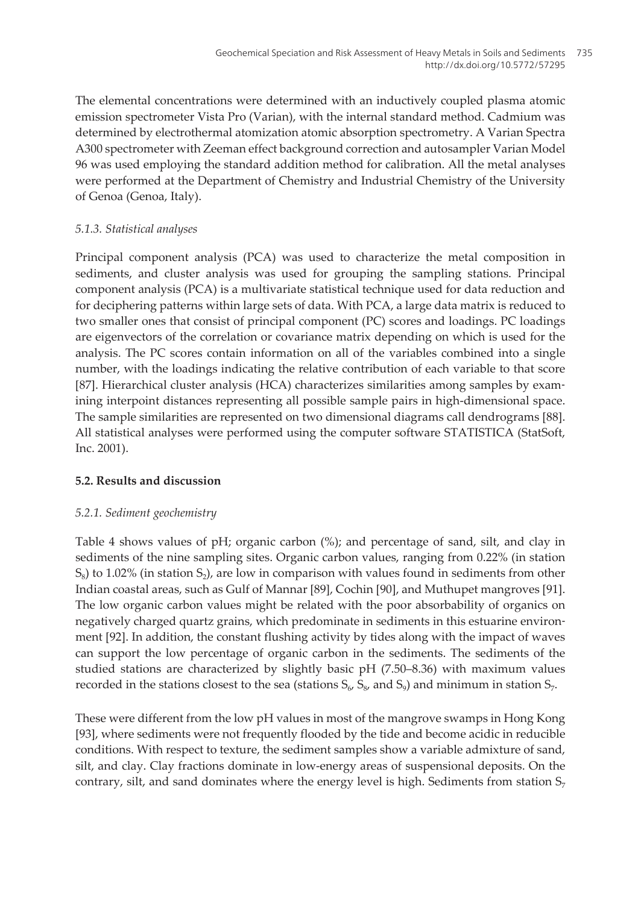The elemental concentrations were determined with an inductively coupled plasma atomic emission spectrometer Vista Pro (Varian), with the internal standard method. Cadmium was determined by electrothermal atomization atomic absorption spectrometry. A Varian Spectra A300 spectrometer with Zeeman effect background correction and autosampler Varian Model 96 was used employing the standard addition method for calibration. All the metal analyses were performed at the Department of Chemistry and Industrial Chemistry of the University of Genoa (Genoa, Italy).

### *5.1.3. Statistical analyses*

Principal component analysis (PCA) was used to characterize the metal composition in sediments, and cluster analysis was used for grouping the sampling stations. Principal component analysis (PCA) is a multivariate statistical technique used for data reduction and for deciphering patterns within large sets of data. With PCA, a large data matrix is reduced to two smaller ones that consist of principal component (PC) scores and loadings. PC loadings are eigenvectors of the correlation or covariance matrix depending on which is used for the analysis. The PC scores contain information on all of the variables combined into a single number, with the loadings indicating the relative contribution of each variable to that score [87]. Hierarchical cluster analysis (HCA) characterizes similarities among samples by examining interpoint distances representing all possible sample pairs in high-dimensional space. The sample similarities are represented on two dimensional diagrams call dendrograms [88]. All statistical analyses were performed using the computer software STATISTICA (StatSoft, Inc. 2001).

## **5.2. Results and discussion**

### *5.2.1. Sediment geochemistry*

Table 4 shows values of pH; organic carbon (%); and percentage of sand, silt, and clay in sediments of the nine sampling sites. Organic carbon values, ranging from 0.22% (in station $S_8$) to 1.02% (in station $S_2$), are low in comparison with values found in sediments from other Indian coastal areas, such as Gulf of Mannar [89], Cochin [90], and Muthupet mangroves [91]. The low organic carbon values might be related with the poor absorbability of organics on negatively charged quartz grains, which predominate in sediments in this estuarine environment [92]. In addition, the constant flushing activity by tides along with the impact of waves can support the low percentage of organic carbon in the sediments. The sediments of the studied stations are characterized by slightly basic pH (7.50–8.36) with maximum values recorded in the stations closest to the sea (stations $S_6$, $S_8$, and $S_9$) and minimum in station $S_7$.

These were different from the low pH values in most of the mangrove swamps in Hong Kong [93], where sediments were not frequently flooded by the tide and become acidic in reducible conditions. With respect to texture, the sediment samples show a variable admixture of sand, silt, and clay. Clay fractions dominate in low-energy areas of suspensional deposits. On the contrary, silt, and sand dominates where the energy level is high. Sediments from station $S_7$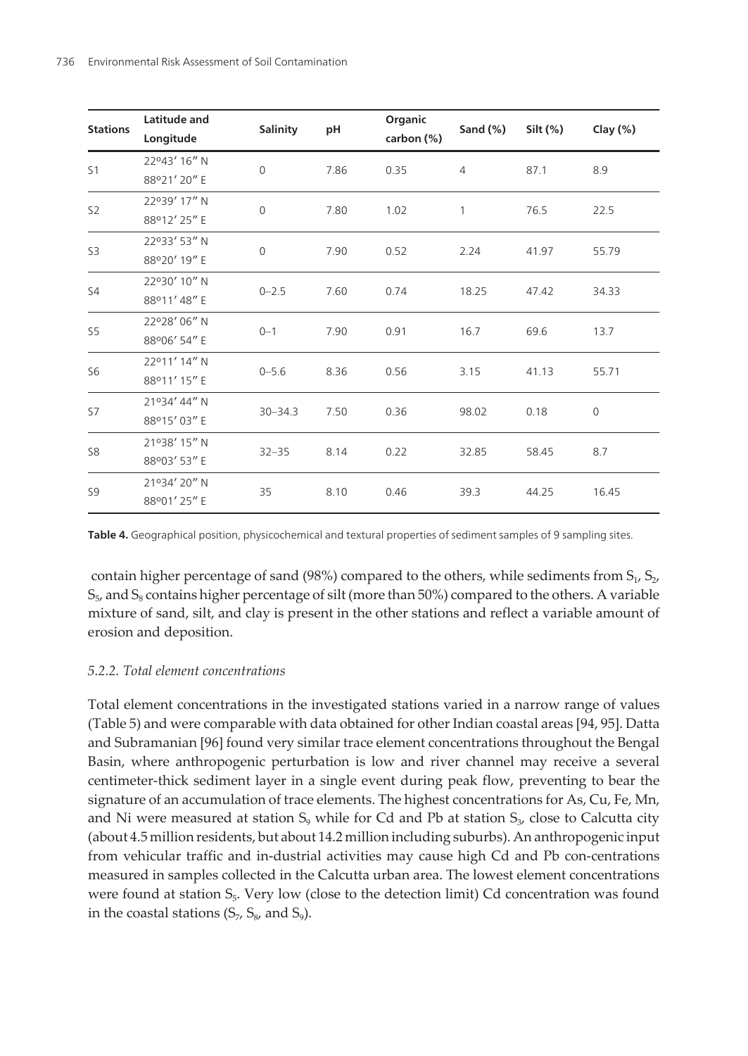| Stations | Latitude and Longitude | Salinity | pH | Organic carbon (%) | Sand (%) | Silt (%) | Clay (%) |
|---|---|---|---|---|---|---|---|
| S1 | 22º43′ 16″ N 88º21′ 20″ E | 0 | 7.86 | 0.35 | 4 | 87.1 | 8.9 |
| S2 | 22º39′ 17″ N 88º12′ 25″ E | 0 | 7.80 | 1.02 | 1 | 76.5 | 22.5 |
| S3 | 22º33′ 53″ N 88º20′ 19″ E | 0 | 7.90 | 0.52 | 2.24 | 41.97 | 55.79 |
| S4 | 22º30′ 10″ N 88º11′ 48″ E | 0–2.5 | 7.60 | 0.74 | 18.25 | 47.42 | 34.33 |
| S5 | 22º28′ 06″ N 88º06′ 54″ E | 0–1 | 7.90 | 0.91 | 16.7 | 69.6 | 13.7 |
| S6 | 22º11′ 14″ N 88º11′ 15″ E | 0–5.6 | 8.36 | 0.56 | 3.15 | 41.13 | 55.71 |
| S7 | 21º34′ 44″ N 88º15′ 03″ E | 30–34.3 | 7.50 | 0.36 | 98.02 | 0.18 | 0 |
| S8 | 21º38′ 15″ N 88º03′ 53″ E | 32–35 | 8.14 | 0.22 | 32.85 | 58.45 | 8.7 |
| S9 | 21º34′ 20″ N 88º01′ 25″ E | 35 | 8.10 | 0.46 | 39.3 | 44.25 | 16.45 |

**Table 4.** Geographical position, physicochemical and textural properties of sediment samples of 9 sampling sites.

contain higher percentage of sand (98%) compared to the others, while sediments from $S_1$, $S_2$, $S_5$, and $S_8$ contains higher percentage of silt (more than 50%) compared to the others. A variable mixture of sand, silt, and clay is present in the other stations and reflect a variable amount of erosion and deposition.

### *5.2.2. Total element concentrations*

Total element concentrations in the investigated stations varied in a narrow range of values (Table 5) and were comparable with data obtained for other Indian coastal areas [94, 95]. Datta and Subramanian [96] found very similar trace element concentrations throughout the Bengal Basin, where anthropogenic perturbation is low and river channel may receive a several centimeter-thick sediment layer in a single event during peak flow, preventing to bear the signature of an accumulation of trace elements. The highest concentrations for As, Cu, Fe, Mn, and Ni were measured at station $S_9$ while for Cd and Pb at station $S_3$, close to Calcutta city (about 4.5 million residents, but about 14.2 million including suburbs). An anthropogenic input from vehicular traffic and in-dustrial activities may cause high Cd and Pb con-centrations measured in samples collected in the Calcutta urban area. The lowest element concentrations were found at station $S_5$. Very low (close to the detection limit) Cd concentration was found in the coastal stations ($S_7$, $S_8$, and $S_9$).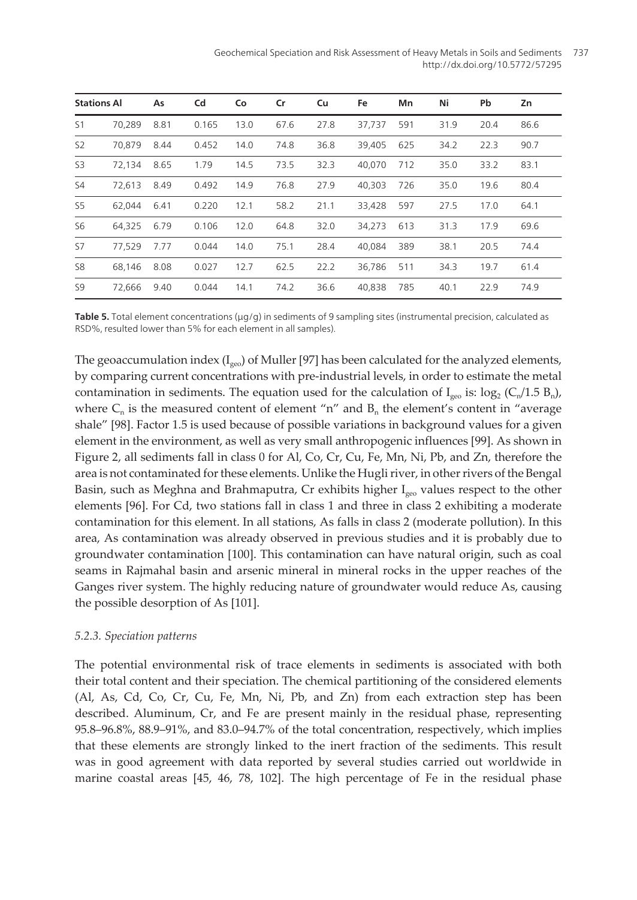| Stations | Al | As | Cd | Co | Cr | Cu | Fe | Mn | Ni | Pb | Zn |
|---|---|---|---|---|---|---|---|---|---|---|---|
| S1 | 70,289 | 8.81 | 0.165 | 13.0 | 67.6 | 27.8 | 37,737 | 591 | 31.9 | 20.4 | 86.6 |
| S2 | 70,879 | 8.44 | 0.452 | 14.0 | 74.8 | 36.8 | 39,405 | 625 | 34.2 | 22.3 | 90.7 |
| S3 | 72,134 | 8.65 | 1.79 | 14.5 | 73.5 | 32.3 | 40,070 | 712 | 35.0 | 33.2 | 83.1 |
| S4 | 72,613 | 8.49 | 0.492 | 14.9 | 76.8 | 27.9 | 40,303 | 726 | 35.0 | 19.6 | 80.4 |
| S5 | 62,044 | 6.41 | 0.220 | 12.1 | 58.2 | 21.1 | 33,428 | 597 | 27.5 | 17.0 | 64.1 |
| S6 | 64,325 | 6.79 | 0.106 | 12.0 | 64.8 | 32.0 | 34,273 | 613 | 31.3 | 17.9 | 69.6 |
| S7 | 77,529 | 7.77 | 0.044 | 14.0 | 75.1 | 28.4 | 40,084 | 389 | 38.1 | 20.5 | 74.4 |
| S8 | 68,146 | 8.08 | 0.027 | 12.7 | 62.5 | 22.2 | 36,786 | 511 | 34.3 | 19.7 | 61.4 |
| S9 | 72,666 | 9.40 | 0.044 | 14.1 | 74.2 | 36.6 | 40,838 | 785 | 40.1 | 22.9 | 74.9 |

**Table 5.** Total element concentrations (µg/g) in sediments of 9 sampling sites (instrumental precision, calculated as RSD%, resulted lower than 5% for each element in all samples).

The geoaccumulation index ($I_{geo}$) of Muller [97] has been calculated for the analyzed elements, by comparing current concentrations with pre-industrial levels, in order to estimate the metal contamination in sediments. The equation used for the calculation of $I_{geo}$ is: $\log_2 (C_n/1.5\ B_n)$, where $C_n$ is the measured content of element "n" and $B_n$ the element's content in "average shale" [98]. Factor 1.5 is used because of possible variations in background values for a given element in the environment, as well as very small anthropogenic influences [99]. As shown in Figure 2, all sediments fall in class 0 for Al, Co, Cr, Cu, Fe, Mn, Ni, Pb, and Zn, therefore the area is not contaminated for these elements. Unlike the Hugli river, in other rivers of the Bengal Basin, such as Meghna and Brahmaputra, Cr exhibits higher $I_{geo}$ values respect to the other elements [96]. For Cd, two stations fall in class 1 and three in class 2 exhibiting a moderate contamination for this element. In all stations, As falls in class 2 (moderate pollution). In this area, As contamination was already observed in previous studies and it is probably due to groundwater contamination [100]. This contamination can have natural origin, such as coal seams in Rajmahal basin and arsenic mineral in mineral rocks in the upper reaches of the Ganges river system. The highly reducing nature of groundwater would reduce As, causing the possible desorption of As [101].

### *5.2.3. Speciation patterns*

The potential environmental risk of trace elements in sediments is associated with both their total content and their speciation. The chemical partitioning of the considered elements (Al, As, Cd, Co, Cr, Cu, Fe, Mn, Ni, Pb, and Zn) from each extraction step has been described. Aluminum, Cr, and Fe are present mainly in the residual phase, representing 95.8–96.8%, 88.9–91%, and 83.0–94.7% of the total concentration, respectively, which implies that these elements are strongly linked to the inert fraction of the sediments. This result was in good agreement with data reported by several studies carried out worldwide in marine coastal areas [45, 46, 78, 102]. The high percentage of Fe in the residual phase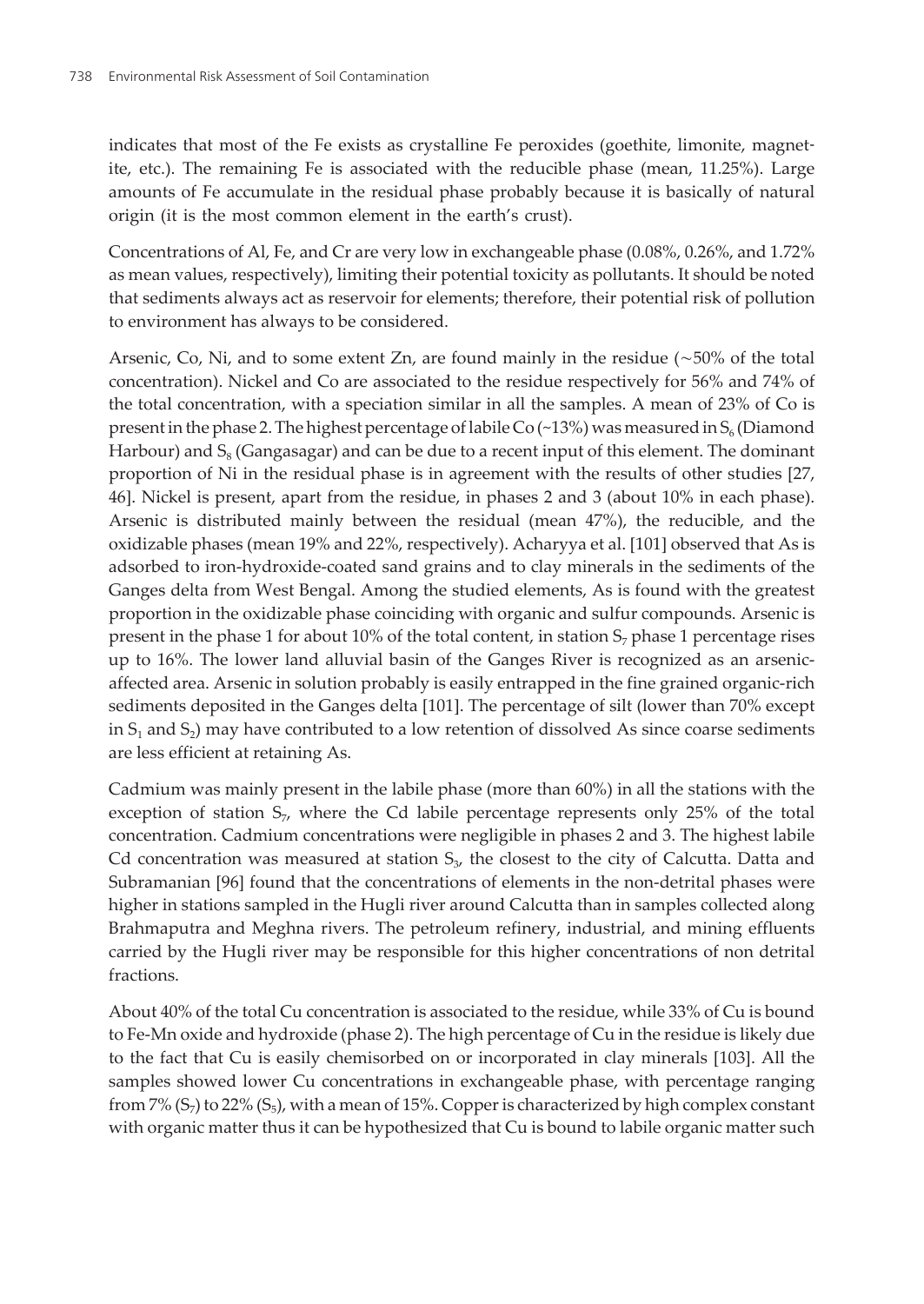indicates that most of the Fe exists as crystalline Fe peroxides (goethite, limonite, magnetite, etc.). The remaining Fe is associated with the reducible phase (mean, 11.25%). Large amounts of Fe accumulate in the residual phase probably because it is basically of natural origin (it is the most common element in the earth's crust).

Concentrations of Al, Fe, and Cr are very low in exchangeable phase (0.08%, 0.26%, and 1.72% as mean values, respectively), limiting their potential toxicity as pollutants. It should be noted that sediments always act as reservoir for elements; therefore, their potential risk of pollution to environment has always to be considered.

Arsenic, Co, Ni, and to some extent Zn, are found mainly in the residue (~50% of the total concentration). Nickel and Co are associated to the residue respectively for 56% and 74% of the total concentration, with a speciation similar in all the samples. A mean of 23% of Co is present in the phase 2. The highest percentage of labile Co (~13%) was measured in $S_6$ (Diamond Harbour) and $S_8$ (Gangasagar) and can be due to a recent input of this element. The dominant proportion of Ni in the residual phase is in agreement with the results of other studies [27, 46]. Nickel is present, apart from the residue, in phases 2 and 3 (about 10% in each phase). Arsenic is distributed mainly between the residual (mean 47%), the reducible, and the oxidizable phases (mean 19% and 22%, respectively). Acharyya et al. [101] observed that As is adsorbed to iron-hydroxide-coated sand grains and to clay minerals in the sediments of the Ganges delta from West Bengal. Among the studied elements, As is found with the greatest proportion in the oxidizable phase coinciding with organic and sulfur compounds. Arsenic is present in the phase 1 for about 10% of the total content, in station $S_7$ phase 1 percentage rises up to 16%. The lower land alluvial basin of the Ganges River is recognized as an arsenic-affected area. Arsenic in solution probably is easily entrapped in the fine grained organic-rich sediments deposited in the Ganges delta [101]. The percentage of silt (lower than 70% except in $S_1$ and $S_2$) may have contributed to a low retention of dissolved As since coarse sediments are less efficient at retaining As.

Cadmium was mainly present in the labile phase (more than 60%) in all the stations with the exception of station $S_7$, where the Cd labile percentage represents only 25% of the total concentration. Cadmium concentrations were negligible in phases 2 and 3. The highest labile Cd concentration was measured at station $S_3$, the closest to the city of Calcutta. Datta and Subramanian [96] found that the concentrations of elements in the non-detrital phases were higher in stations sampled in the Hugli river around Calcutta than in samples collected along Brahmaputra and Meghna rivers. The petroleum refinery, industrial, and mining effluents carried by the Hugli river may be responsible for this higher concentrations of non detrital fractions.

About 40% of the total Cu concentration is associated to the residue, while 33% of Cu is bound to Fe-Mn oxide and hydroxide (phase 2). The high percentage of Cu in the residue is likely due to the fact that Cu is easily chemisorbed on or incorporated in clay minerals [103]. All the samples showed lower Cu concentrations in exchangeable phase, with percentage ranging from 7% ($S_7$) to 22% ($S_5$), with a mean of 15%. Copper is characterized by high complex constant with organic matter thus it can be hypothesized that Cu is bound to labile organic matter such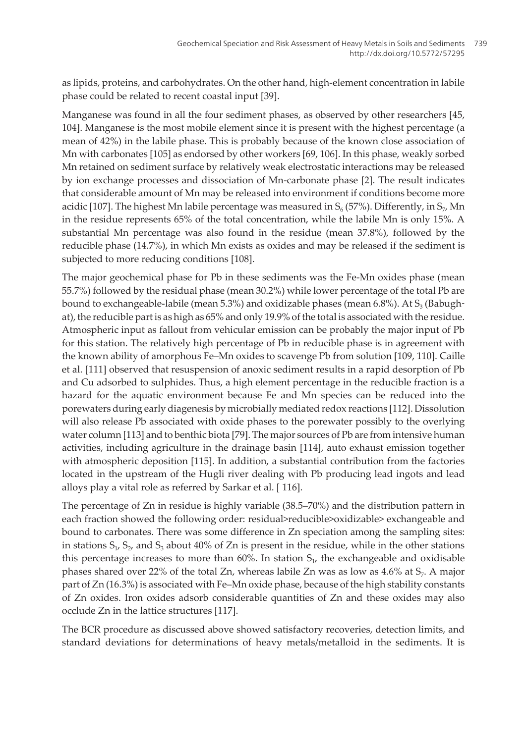as lipids, proteins, and carbohydrates. On the other hand, high-element concentration in labile phase could be related to recent coastal input [39].

Manganese was found in all the four sediment phases, as observed by other researchers [45, 104]. Manganese is the most mobile element since it is present with the highest percentage (a mean of 42%) in the labile phase. This is probably because of the known close association of Mn with carbonates [105] as endorsed by other workers [69, 106]. In this phase, weakly sorbed Mn retained on sediment surface by relatively weak electrostatic interactions may be released by ion exchange processes and dissociation of Mn-carbonate phase [2]. The result indicates that considerable amount of Mn may be released into environment if conditions become more acidic [107]. The highest Mn labile percentage was measured in $S_6$ (57%). Differently, in $S_7$, Mn in the residue represents 65% of the total concentration, while the labile Mn is only 15%. A substantial Mn percentage was also found in the residue (mean 37.8%), followed by the reducible phase (14.7%), in which Mn exists as oxides and may be released if the sediment is subjected to more reducing conditions [108].

The major geochemical phase for Pb in these sediments was the Fe-Mn oxides phase (mean 55.7%) followed by the residual phase (mean 30.2%) while lower percentage of the total Pb are bound to exchangeable-labile (mean 5.3%) and oxidizable phases (mean 6.8%). At $S_3$ (Babughat), the reducible part is as high as 65% and only 19.9% of the total is associated with the residue. Atmospheric input as fallout from vehicular emission can be probably the major input of Pb for this station. The relatively high percentage of Pb in reducible phase is in agreement with the known ability of amorphous Fe–Mn oxides to scavenge Pb from solution [109, 110]. Caille et al. [111] observed that resuspension of anoxic sediment results in a rapid desorption of Pb and Cu adsorbed to sulphides. Thus, a high element percentage in the reducible fraction is a hazard for the aquatic environment because Fe and Mn species can be reduced into the porewaters during early diagenesis by microbially mediated redox reactions [112]. Dissolution will also release Pb associated with oxide phases to the porewater possibly to the overlying water column [113] and to benthic biota [79]. The major sources of Pb are from intensive human activities, including agriculture in the drainage basin [114], auto exhaust emission together with atmospheric deposition [115]. In addition, a substantial contribution from the factories located in the upstream of the Hugli river dealing with Pb producing lead ingots and lead alloys play a vital role as referred by Sarkar et al. [ 116].

The percentage of Zn in residue is highly variable (38.5–70%) and the distribution pattern in each fraction showed the following order: residual>reducible>oxidizable> exchangeable and bound to carbonates. There was some difference in Zn speciation among the sampling sites: in stations $S_1$, $S_2$, and $S_3$ about 40% of Zn is present in the residue, while in the other stations this percentage increases to more than 60%. In station $S_1$, the exchangeable and oxidisable phases shared over 22% of the total Zn, whereas labile Zn was as low as 4.6% at $S_7$. A major part of Zn (16.3%) is associated with Fe–Mn oxide phase, because of the high stability constants of Zn oxides. Iron oxides adsorb considerable quantities of Zn and these oxides may also occlude Zn in the lattice structures [117].

The BCR procedure as discussed above showed satisfactory recoveries, detection limits, and standard deviations for determinations of heavy metals/metalloid in the sediments. It is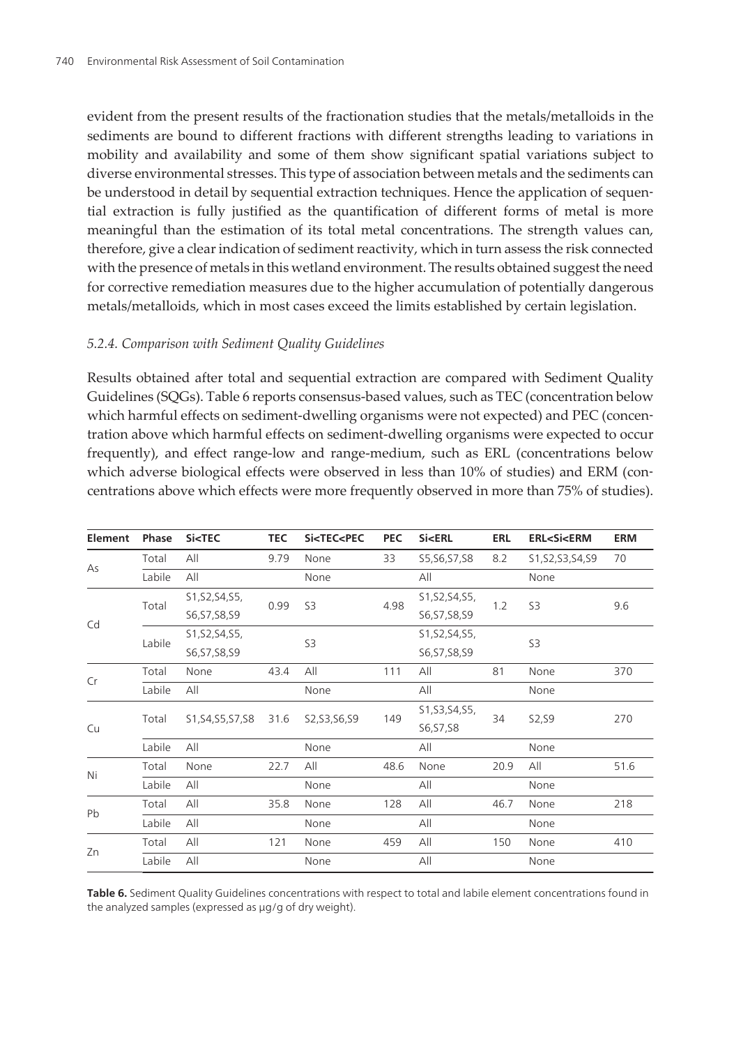evident from the present results of the fractionation studies that the metals/metalloids in the sediments are bound to different fractions with different strengths leading to variations in mobility and availability and some of them show significant spatial variations subject to diverse environmental stresses. This type of association between metals and the sediments can be understood in detail by sequential extraction techniques. Hence the application of sequential extraction is fully justified as the quantification of different forms of metal is more meaningful than the estimation of its total metal concentrations. The strength values can, therefore, give a clear indication of sediment reactivity, which in turn assess the risk connected with the presence of metals in this wetland environment. The results obtained suggest the need for corrective remediation measures due to the higher accumulation of potentially dangerous metals/metalloids, which in most cases exceed the limits established by certain legislation.

### *5.2.4. Comparison with Sediment Quality Guidelines*

Results obtained after total and sequential extraction are compared with Sediment Quality Guidelines (SQGs). Table 6 reports consensus-based values, such as TEC (concentration below which harmful effects on sediment-dwelling organisms were not expected) and PEC (concentration above which harmful effects on sediment-dwelling organisms were expected to occur frequently), and effect range-low and range-medium, such as ERL (concentrations below which adverse biological effects were observed in less than 10% of studies) and ERM (concentrations above which effects were more frequently observed in more than 75% of studies).

| Element | Phase | Si<TEC | TEC | Si<TEC<PEC | PEC | Si<ERL | ERL | ERL<Si<ERM | ERM |
|---|---|---|---|---|---|---|---|---|---|
| As | Total | All | 9.79 | None | 33 | S5,S6,S7,S8 | 8.2 | S1,S2,S3,S4,S9 | 70 |
| | Labile | All | | None | | All | | None | |
| Cd | Total | S1,S2,S4,S5, S6,S7,S8,S9 | 0.99 | S3 | 4.98 | S1,S2,S4,S5, S6,S7,S8,S9 | 1.2 | S3 | 9.6 |
| | Labile | S1,S2,S4,S5, S6,S7,S8,S9 | | S3 | | S1,S2,S4,S5, S6,S7,S8,S9 | | S3 | |
| Cr | Total | None | 43.4 | All | 111 | All | 81 | None | 370 |
| | Labile | All | | None | | All | | None | |
| Cu | Total | S1,S4,S5,S7,S8 | 31.6 | S2,S3,S6,S9 | 149 | S1,S3,S4,S5, S6,S7,S8 | 34 | S2,S9 | 270 |
| | Labile | All | | None | | All | | None | |
| Ni | Total | None | 22.7 | All | 48.6 | None | 20.9 | All | 51.6 |
| | Labile | All | | None | | All | | None | |
| Pb | Total | All | 35.8 | None | 128 | All | 46.7 | None | 218 |
| | Labile | All | | None | | All | | None | |
| Zn | Total | All | 121 | None | 459 | All | 150 | None | 410 |
| | Labile | All | | None | | All | | None | |

**Table 6.** Sediment Quality Guidelines concentrations with respect to total and labile element concentrations found in the analyzed samples (expressed as µg/g of dry weight).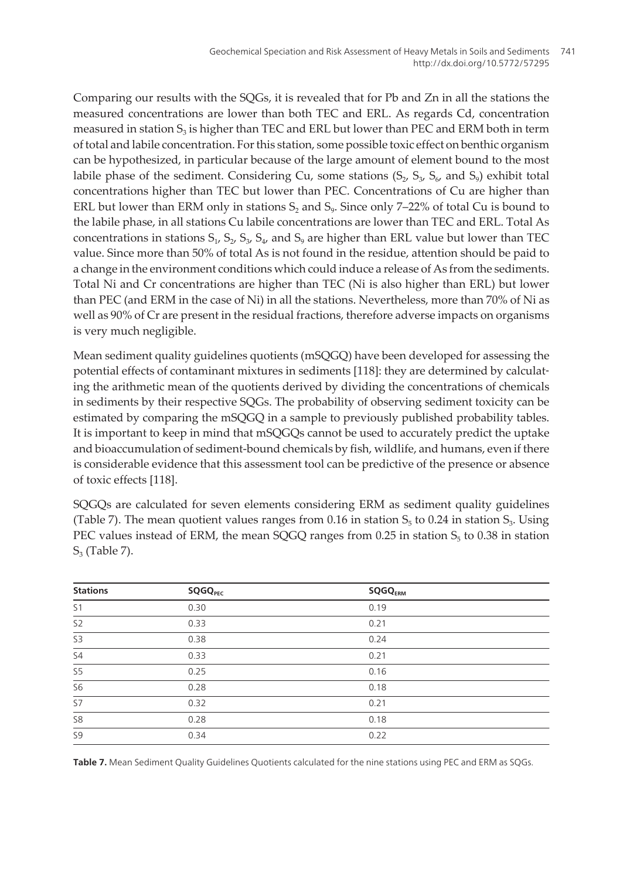Comparing our results with the SQGs, it is revealed that for Pb and Zn in all the stations the measured concentrations are lower than both TEC and ERL. As regards Cd, concentration measured in station $S_3$ is higher than TEC and ERL but lower than PEC and ERM both in term of total and labile concentration. For this station, some possible toxic effect on benthic organism can be hypothesized, in particular because of the large amount of element bound to the most labile phase of the sediment. Considering Cu, some stations ($S_2$, $S_3$, $S_6$, and $S_9$) exhibit total concentrations higher than TEC but lower than PEC. Concentrations of Cu are higher than ERL but lower than ERM only in stations $S_2$ and $S_9$. Since only 7–22% of total Cu is bound to the labile phase, in all stations Cu labile concentrations are lower than TEC and ERL. Total As concentrations in stations $S_1$, $S_2$, $S_3$, $S_4$, and $S_9$ are higher than ERL value but lower than TEC value. Since more than 50% of total As is not found in the residue, attention should be paid to a change in the environment conditions which could induce a release of As from the sediments. Total Ni and Cr concentrations are higher than TEC (Ni is also higher than ERL) but lower than PEC (and ERM in the case of Ni) in all the stations. Nevertheless, more than 70% of Ni as well as 90% of Cr are present in the residual fractions, therefore adverse impacts on organisms is very much negligible.

Mean sediment quality guidelines quotients (mSQGQ) have been developed for assessing the potential effects of contaminant mixtures in sediments [118]: they are determined by calculating the arithmetic mean of the quotients derived by dividing the concentrations of chemicals in sediments by their respective SQGs. The probability of observing sediment toxicity can be estimated by comparing the mSQGQ in a sample to previously published probability tables. It is important to keep in mind that mSQGQs cannot be used to accurately predict the uptake and bioaccumulation of sediment-bound chemicals by fish, wildlife, and humans, even if there is considerable evidence that this assessment tool can be predictive of the presence or absence of toxic effects [118].

SQGQs are calculated for seven elements considering ERM as sediment quality guidelines (Table 7). The mean quotient values ranges from 0.16 in station $S_5$ to 0.24 in station $S_3$. Using PEC values instead of ERM, the mean SQGQ ranges from 0.25 in station $S_5$ to 0.38 in station $S_3$ (Table 7).

| Stations | $SQGQ_{PEC}$ | $SQGQ_{ERM}$ |
|---|---|---|
| S1 | 0.30 | 0.19 |
| S2 | 0.33 | 0.21 |
| S3 | 0.38 | 0.24 |
| S4 | 0.33 | 0.21 |
| S5 | 0.25 | 0.16 |
| S6 | 0.28 | 0.18 |
| S7 | 0.32 | 0.21 |
| S8 | 0.28 | 0.18 |
| S9 | 0.34 | 0.22 |

**Table 7.** Mean Sediment Quality Guidelines Quotients calculated for the nine stations using PEC and ERM as SQGs.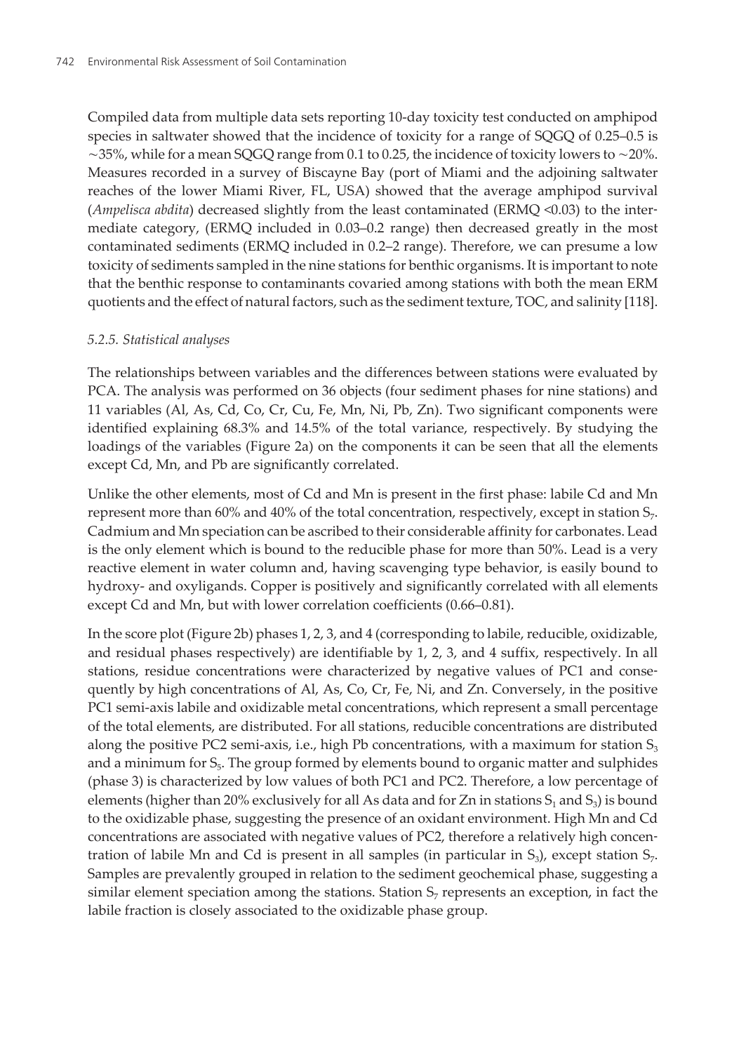Compiled data from multiple data sets reporting 10-day toxicity test conducted on amphipod species in saltwater showed that the incidence of toxicity for a range of SQGQ of 0.25–0.5 is ~35%, while for a mean SQGQ range from 0.1 to 0.25, the incidence of toxicity lowers to ~20%. Measures recorded in a survey of Biscayne Bay (port of Miami and the adjoining saltwater reaches of the lower Miami River, FL, USA) showed that the average amphipod survival (*Ampelisca abdita*) decreased slightly from the least contaminated (ERMQ <0.03) to the intermediate category, (ERMQ included in 0.03–0.2 range) then decreased greatly in the most contaminated sediments (ERMQ included in 0.2–2 range). Therefore, we can presume a low toxicity of sediments sampled in the nine stations for benthic organisms. It is important to note that the benthic response to contaminants covaried among stations with both the mean ERM quotients and the effect of natural factors, such as the sediment texture, TOC, and salinity [118].

### *5.2.5. Statistical analyses*

The relationships between variables and the differences between stations were evaluated by PCA. The analysis was performed on 36 objects (four sediment phases for nine stations) and 11 variables (Al, As, Cd, Co, Cr, Cu, Fe, Mn, Ni, Pb, Zn). Two significant components were identified explaining 68.3% and 14.5% of the total variance, respectively. By studying the loadings of the variables (Figure 2a) on the components it can be seen that all the elements except Cd, Mn, and Pb are significantly correlated.

Unlike the other elements, most of Cd and Mn is present in the first phase: labile Cd and Mn represent more than 60% and 40% of the total concentration, respectively, except in station $S_7$. Cadmium and Mn speciation can be ascribed to their considerable affinity for carbonates. Lead is the only element which is bound to the reducible phase for more than 50%. Lead is a very reactive element in water column and, having scavenging type behavior, is easily bound to hydroxy- and oxyligands. Copper is positively and significantly correlated with all elements except Cd and Mn, but with lower correlation coefficients (0.66–0.81).

In the score plot (Figure 2b) phases 1, 2, 3, and 4 (corresponding to labile, reducible, oxidizable, and residual phases respectively) are identifiable by 1, 2, 3, and 4 suffix, respectively. In all stations, residue concentrations were characterized by negative values of PC1 and consequently by high concentrations of Al, As, Co, Cr, Fe, Ni, and Zn. Conversely, in the positive PC1 semi-axis labile and oxidizable metal concentrations, which represent a small percentage of the total elements, are distributed. For all stations, reducible concentrations are distributed along the positive PC2 semi-axis, i.e., high Pb concentrations, with a maximum for station $S_3$ and a minimum for $S_5$. The group formed by elements bound to organic matter and sulphides (phase 3) is characterized by low values of both PC1 and PC2. Therefore, a low percentage of elements (higher than 20% exclusively for all As data and for Zn in stations $S_1$ and $S_3$) is bound to the oxidizable phase, suggesting the presence of an oxidant environment. High Mn and Cd concentrations are associated with negative values of PC2, therefore a relatively high concentration of labile Mn and Cd is present in all samples (in particular in $S_3$), except station $S_7$. Samples are prevalently grouped in relation to the sediment geochemical phase, suggesting a similar element speciation among the stations. Station $S_7$ represents an exception, in fact the labile fraction is closely associated to the oxidizable phase group.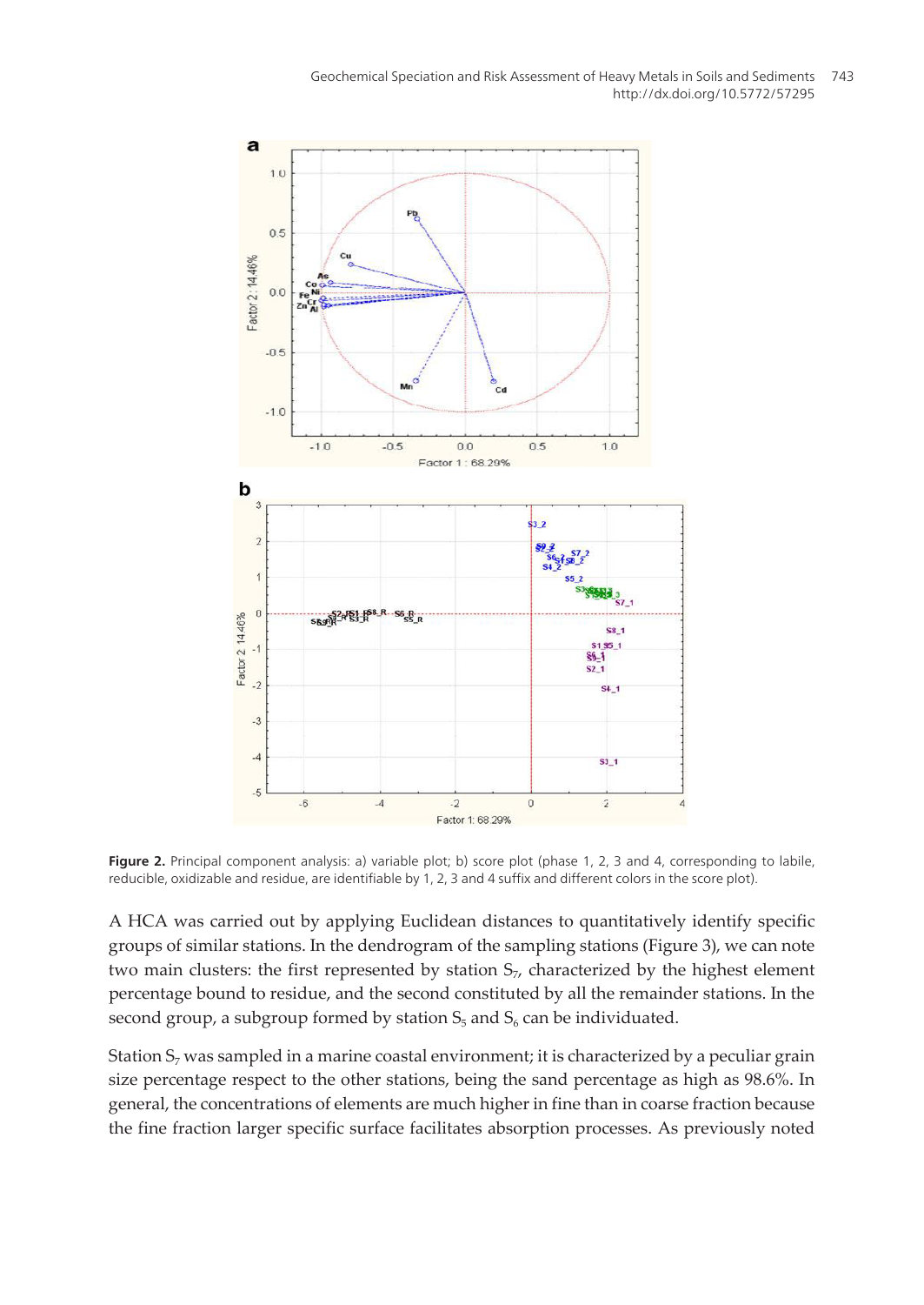**Figure 2.** Principal component analysis: a) variable plot; b) score plot (phase 1, 2, 3 and 4, corresponding to labile, reducible, oxidizable and residue, are identifiable by 1, 2, 3 and 4 suffix and different colors in the score plot).

A HCA was carried out by applying Euclidean distances to quantitatively identify specific groups of similar stations. In the dendrogram of the sampling stations (Figure 3), we can note two main clusters: the first represented by station $S_7$, characterized by the highest element percentage bound to residue, and the second constituted by all the remainder stations. In the second group, a subgroup formed by station $S_5$ and $S_6$ can be individuated.

Station $S_7$ was sampled in a marine coastal environment; it is characterized by a peculiar grain size percentage respect to the other stations, being the sand percentage as high as 98.6%. In general, the concentrations of elements are much higher in fine than in coarse fraction because the fine fraction larger specific surface facilitates absorption processes. As previously noted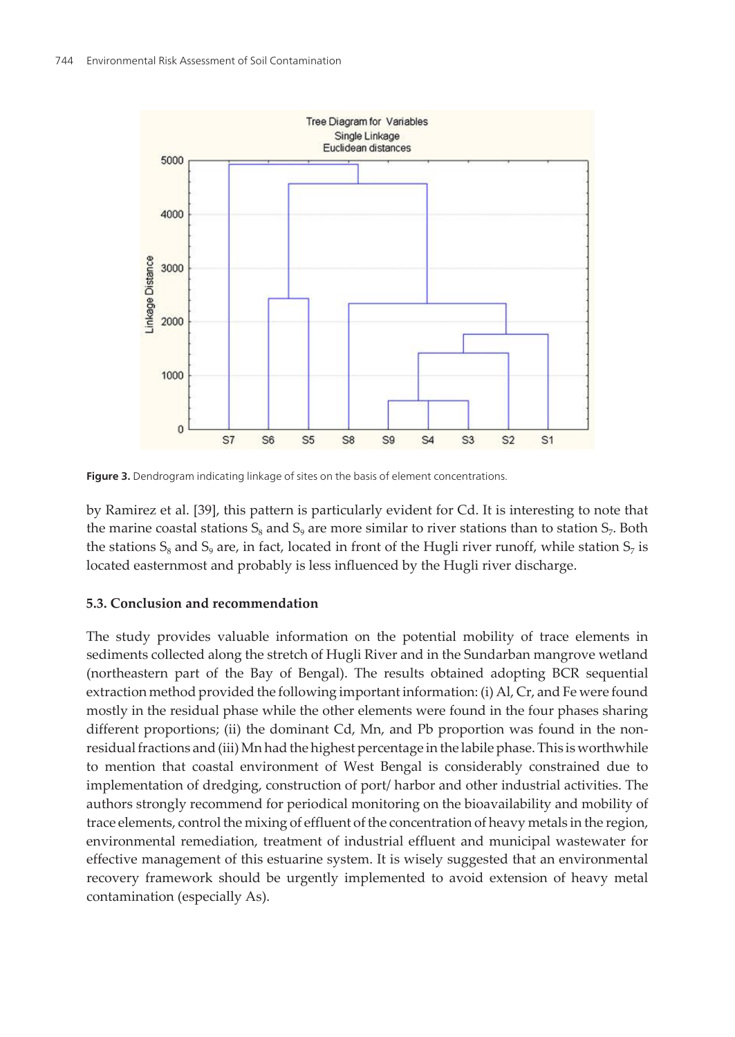**Figure 3.** Dendrogram indicating linkage of sites on the basis of element concentrations.

by Ramirez et al. [39], this pattern is particularly evident for Cd. It is interesting to note that the marine coastal stations $S_8$ and $S_9$ are more similar to river stations than to station $S_7$. Both the stations $S_8$ and $S_9$ are, in fact, located in front of the Hugli river runoff, while station $S_7$ is located easternmost and probably is less influenced by the Hugli river discharge.

### 5.3. Conclusion and recommendation

The study provides valuable information on the potential mobility of trace elements in sediments collected along the stretch of Hugli River and in the Sundarban mangrove wetland (northeastern part of the Bay of Bengal). The results obtained adopting BCR sequential extraction method provided the following important information: (i) Al, Cr, and Fe were found mostly in the residual phase while the other elements were found in the four phases sharing different proportions; (ii) the dominant Cd, Mn, and Pb proportion was found in the non-residual fractions and (iii) Mn had the highest percentage in the labile phase. This is worthwhile to mention that coastal environment of West Bengal is considerably constrained due to implementation of dredging, construction of port/ harbor and other industrial activities. The authors strongly recommend for periodical monitoring on the bioavailability and mobility of trace elements, control the mixing of effluent of the concentration of heavy metals in the region, environmental remediation, treatment of industrial effluent and municipal wastewater for effective management of this estuarine system. It is wisely suggested that an environmental recovery framework should be urgently implemented to avoid extension of heavy metal contamination (especially As).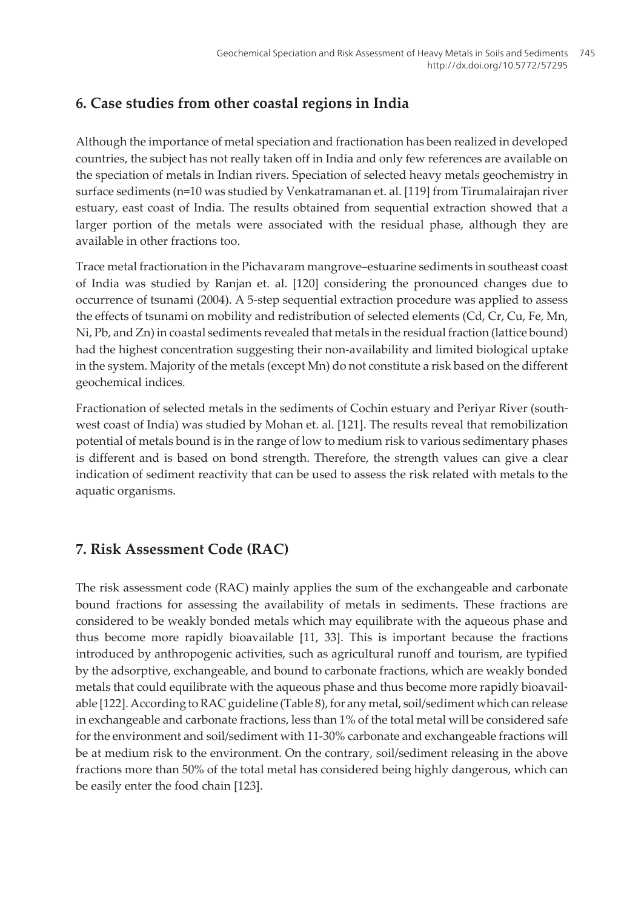## 6. Case studies from other coastal regions in India

Although the importance of metal speciation and fractionation has been realized in developed countries, the subject has not really taken off in India and only few references are available on the speciation of metals in Indian rivers. Speciation of selected heavy metals geochemistry in surface sediments (n=10 was studied by Venkatramanan et. al. [119] from Tirumalairajan river estuary, east coast of India. The results obtained from sequential extraction showed that a larger portion of the metals were associated with the residual phase, although they are available in other fractions too.

Trace metal fractionation in the Pichavaram mangrove–estuarine sediments in southeast coast of India was studied by Ranjan et. al. [120] considering the pronounced changes due to occurrence of tsunami (2004). A 5-step sequential extraction procedure was applied to assess the effects of tsunami on mobility and redistribution of selected elements (Cd, Cr, Cu, Fe, Mn, Ni, Pb, and Zn) in coastal sediments revealed that metals in the residual fraction (lattice bound) had the highest concentration suggesting their non-availability and limited biological uptake in the system. Majority of the metals (except Mn) do not constitute a risk based on the different geochemical indices.

Fractionation of selected metals in the sediments of Cochin estuary and Periyar River (south-west coast of India) was studied by Mohan et. al. [121]. The results reveal that remobilization potential of metals bound is in the range of low to medium risk to various sedimentary phases is different and is based on bond strength. Therefore, the strength values can give a clear indication of sediment reactivity that can be used to assess the risk related with metals to the aquatic organisms.

## 7. Risk Assessment Code (RAC)

The risk assessment code (RAC) mainly applies the sum of the exchangeable and carbonate bound fractions for assessing the availability of metals in sediments. These fractions are considered to be weakly bonded metals which may equilibrate with the aqueous phase and thus become more rapidly bioavailable [11, 33]. This is important because the fractions introduced by anthropogenic activities, such as agricultural runoff and tourism, are typified by the adsorptive, exchangeable, and bound to carbonate fractions, which are weakly bonded metals that could equilibrate with the aqueous phase and thus become more rapidly bioavailable [122]. According to RAC guideline (Table 8), for any metal, soil/sediment which can release in exchangeable and carbonate fractions, less than 1% of the total metal will be considered safe for the environment and soil/sediment with 11-30% carbonate and exchangeable fractions will be at medium risk to the environment. On the contrary, soil/sediment releasing in the above fractions more than 50% of the total metal has considered being highly dangerous, which can be easily enter the food chain [123].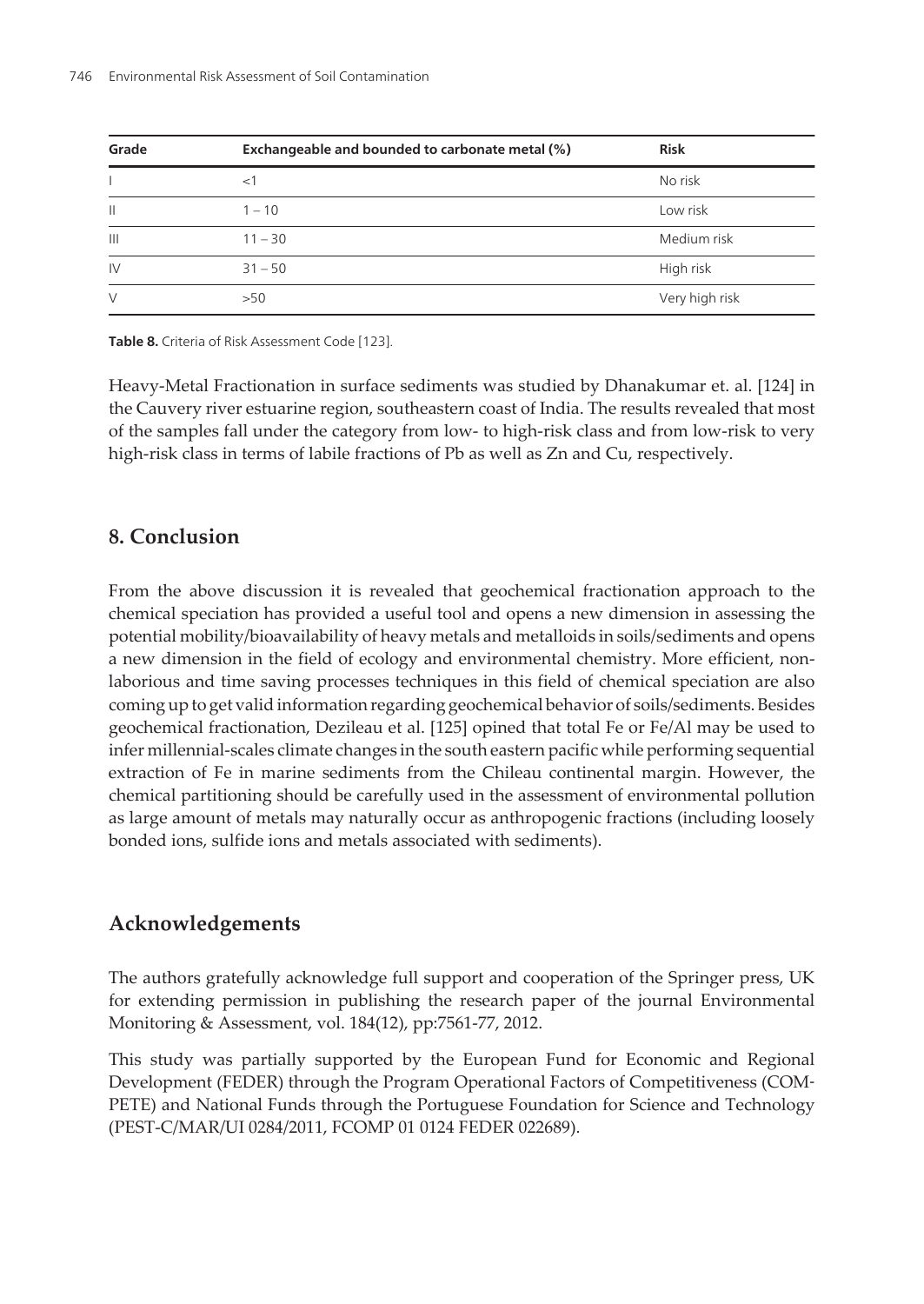| Grade | Exchangeable and bounded to carbonate metal (%) | Risk |
|---|---|---|
| I | <1 | No risk |
| II | 1 – 10 | Low risk |
| III | 11 – 30 | Medium risk |
| IV | 31 – 50 | High risk |
| V | >50 | Very high risk |

**Table 8.** Criteria of Risk Assessment Code [123].

Heavy-Metal Fractionation in surface sediments was studied by Dhanakumar et. al. [124] in the Cauvery river estuarine region, southeastern coast of India. The results revealed that most of the samples fall under the category from low- to high-risk class and from low-risk to very high-risk class in terms of labile fractions of Pb as well as Zn and Cu, respectively.

## 8. Conclusion

From the above discussion it is revealed that geochemical fractionation approach to the chemical speciation has provided a useful tool and opens a new dimension in assessing the potential mobility/bioavailability of heavy metals and metalloids in soils/sediments and opens a new dimension in the field of ecology and environmental chemistry. More efficient, non-laborious and time saving processes techniques in this field of chemical speciation are also coming up to get valid information regarding geochemical behavior of soils/sediments. Besides geochemical fractionation, Dezileau et al. [125] opined that total Fe or Fe/Al may be used to infer millennial-scales climate changes in the south eastern pacific while performing sequential extraction of Fe in marine sediments from the Chileau continental margin. However, the chemical partitioning should be carefully used in the assessment of environmental pollution as large amount of metals may naturally occur as anthropogenic fractions (including loosely bonded ions, sulfide ions and metals associated with sediments).

## Acknowledgements

The authors gratefully acknowledge full support and cooperation of the Springer press, UK for extending permission in publishing the research paper of the journal Environmental Monitoring & Assessment, vol. 184(12), pp:7561-77, 2012.

This study was partially supported by the European Fund for Economic and Regional Development (FEDER) through the Program Operational Factors of Competitiveness (COMPETE) and National Funds through the Portuguese Foundation for Science and Technology (PEST-C/MAR/UI 0284/2011, FCOMP 01 0124 FEDER 022689).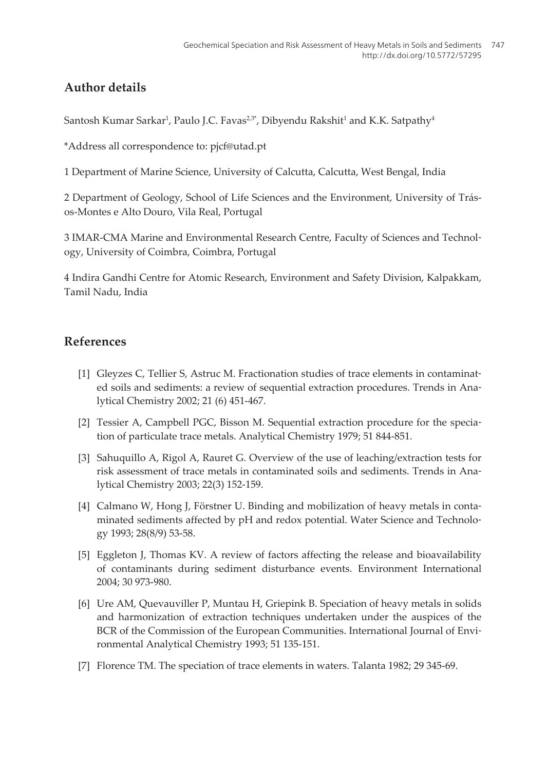## Author details

Santosh Kumar Sarkar[1], Paulo J.C. Favas[2,3*], Dibyendu Rakshit[1] and K.K. Satpathy[4]

*Address all correspondence to: pjcf@utad.pt

1 Department of Marine Science, University of Calcutta, Calcutta, West Bengal, India

2 Department of Geology, School of Life Sciences and the Environment, University of Trás-os-Montes e Alto Douro, Vila Real, Portugal

3 IMAR-CMA Marine and Environmental Research Centre, Faculty of Sciences and Technology, University of Coimbra, Coimbra, Portugal

4 Indira Gandhi Centre for Atomic Research, Environment and Safety Division, Kalpakkam, Tamil Nadu, India

## References

[1] Gleyzes C, Tellier S, Astruc M. Fractionation studies of trace elements in contaminated soils and sediments: a review of sequential extraction procedures. Trends in Analytical Chemistry 2002; 21 (6) 451-467.

[2] Tessier A, Campbell PGC, Bisson M. Sequential extraction procedure for the speciation of particulate trace metals. Analytical Chemistry 1979; 51 844-851.

[3] Sahuquillo A, Rigol A, Rauret G. Overview of the use of leaching/extraction tests for risk assessment of trace metals in contaminated soils and sediments. Trends in Analytical Chemistry 2003; 22(3) 152-159.

[4] Calmano W, Hong J, Förstner U. Binding and mobilization of heavy metals in contaminated sediments affected by pH and redox potential. Water Science and Technology 1993; 28(8/9) 53-58.

[5] Eggleton J, Thomas KV. A review of factors affecting the release and bioavailability of contaminants during sediment disturbance events. Environment International 2004; 30 973-980.

[6] Ure AM, Quevauviller P, Muntau H, Griepink B. Speciation of heavy metals in solids and harmonization of extraction techniques undertaken under the auspices of the BCR of the Commission of the European Communities. International Journal of Environmental Analytical Chemistry 1993; 51 135-151.

[7] Florence TM. The speciation of trace elements in waters. Talanta 1982; 29 345-69.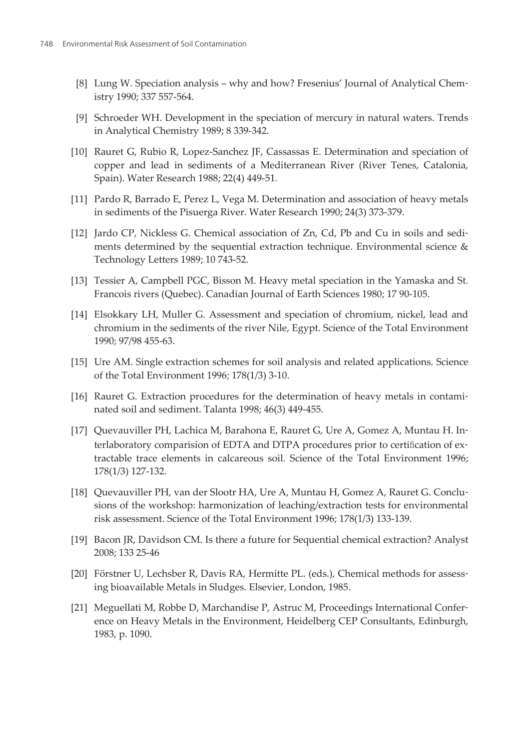[8] Lung W. Speciation analysis – why and how? Fresenius' Journal of Analytical Chemistry 1990; 337 557-564.

[9] Schroeder WH. Development in the speciation of mercury in natural waters. Trends in Analytical Chemistry 1989; 8 339-342.

[10] Rauret G, Rubio R, Lopez-Sanchez JF, Cassassas E. Determination and speciation of copper and lead in sediments of a Mediterranean River (River Tenes, Catalonia, Spain). Water Research 1988; 22(4) 449-51.

[11] Pardo R, Barrado E, Perez L, Vega M. Determination and association of heavy metals in sediments of the Pisuerga River. Water Research 1990; 24(3) 373-379.

[12] Jardo CP, Nickless G. Chemical association of Zn, Cd, Pb and Cu in soils and sediments determined by the sequential extraction technique. Environmental science & Technology Letters 1989; 10 743-52.

[13] Tessier A, Campbell PGC, Bisson M. Heavy metal speciation in the Yamaska and St. Francois rivers (Quebec). Canadian Journal of Earth Sciences 1980; 17 90-105.

[14] Elsokkary LH, Muller G. Assessment and speciation of chromium, nickel, lead and chromium in the sediments of the river Nile, Egypt. Science of the Total Environment 1990; 97/98 455-63.

[15] Ure AM. Single extraction schemes for soil analysis and related applications. Science of the Total Environment 1996; 178(1/3) 3-10.

[16] Rauret G. Extraction procedures for the determination of heavy metals in contaminated soil and sediment. Talanta 1998; 46(3) 449-455.

[17] Quevauviller PH, Lachica M, Barahona E, Rauret G, Ure A, Gomez A, Muntau H. Interlaboratory comparision of EDTA and DTPA procedures prior to certification of extractable trace elements in calcareous soil. Science of the Total Environment 1996; 178(1/3) 127-132.

[18] Quevauviller PH, van der Slootr HA, Ure A, Muntau H, Gomez A, Rauret G. Conclusions of the workshop: harmonization of leaching/extraction tests for environmental risk assessment. Science of the Total Environment 1996; 178(1/3) 133-139.

[19] Bacon JR, Davidson CM. Is there a future for Sequential chemical extraction? Analyst 2008; 133 25-46

[20] Förstner U, Lechsber R, Davis RA, Hermitte PL. (eds.), Chemical methods for assessing bioavailable Metals in Sludges. Elsevier, London, 1985.

[21] Meguellati M, Robbe D, Marchandise P, Astruc M, Proceedings International Conference on Heavy Metals in the Environment, Heidelberg CEP Consultants, Edinburgh, 1983, p. 1090.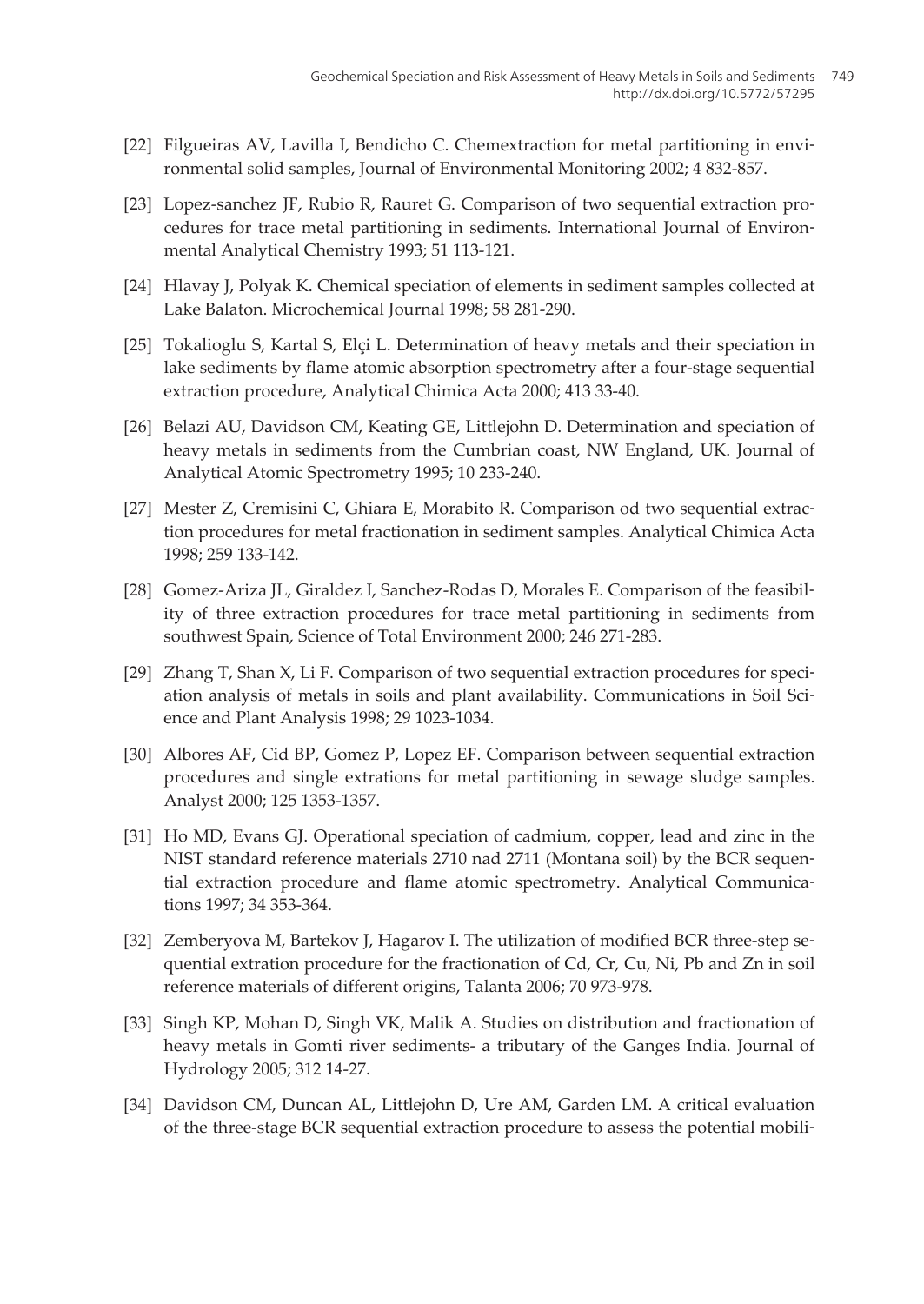[22] Filgueiras AV, Lavilla I, Bendicho C. Chemextraction for metal partitioning in environmental solid samples, Journal of Environmental Monitoring 2002; 4 832-857.

[23] Lopez-sanchez JF, Rubio R, Rauret G. Comparison of two sequential extraction procedures for trace metal partitioning in sediments. International Journal of Environmental Analytical Chemistry 1993; 51 113-121.

[24] Hlavay J, Polyak K. Chemical speciation of elements in sediment samples collected at Lake Balaton. Microchemical Journal 1998; 58 281-290.

[25] Tokalioglu S, Kartal S, Elçi L. Determination of heavy metals and their speciation in lake sediments by flame atomic absorption spectrometry after a four-stage sequential extraction procedure, Analytical Chimica Acta 2000; 413 33-40.

[26] Belazi AU, Davidson CM, Keating GE, Littlejohn D. Determination and speciation of heavy metals in sediments from the Cumbrian coast, NW England, UK. Journal of Analytical Atomic Spectrometry 1995; 10 233-240.

[27] Mester Z, Cremisini C, Ghiara E, Morabito R. Comparison od two sequential extraction procedures for metal fractionation in sediment samples. Analytical Chimica Acta 1998; 259 133-142.

[28] Gomez-Ariza JL, Giraldez I, Sanchez-Rodas D, Morales E. Comparison of the feasibility of three extraction procedures for trace metal partitioning in sediments from southwest Spain, Science of Total Environment 2000; 246 271-283.

[29] Zhang T, Shan X, Li F. Comparison of two sequential extraction procedures for speciation analysis of metals in soils and plant availability. Communications in Soil Science and Plant Analysis 1998; 29 1023-1034.

[30] Albores AF, Cid BP, Gomez P, Lopez EF. Comparison between sequential extraction procedures and single extrations for metal partitioning in sewage sludge samples. Analyst 2000; 125 1353-1357.

[31] Ho MD, Evans GJ. Operational speciation of cadmium, copper, lead and zinc in the NIST standard reference materials 2710 nad 2711 (Montana soil) by the BCR sequential extraction procedure and flame atomic spectrometry. Analytical Communications 1997; 34 353-364.

[32] Zemberyova M, Bartekov J, Hagarov I. The utilization of modified BCR three-step sequential extration procedure for the fractionation of Cd, Cr, Cu, Ni, Pb and Zn in soil reference materials of different origins, Talanta 2006; 70 973-978.

[33] Singh KP, Mohan D, Singh VK, Malik A. Studies on distribution and fractionation of heavy metals in Gomti river sediments- a tributary of the Ganges India. Journal of Hydrology 2005; 312 14-27.

[34] Davidson CM, Duncan AL, Littlejohn D, Ure AM, Garden LM. A critical evaluation of the three-stage BCR sequential extraction procedure to assess the potential mobili-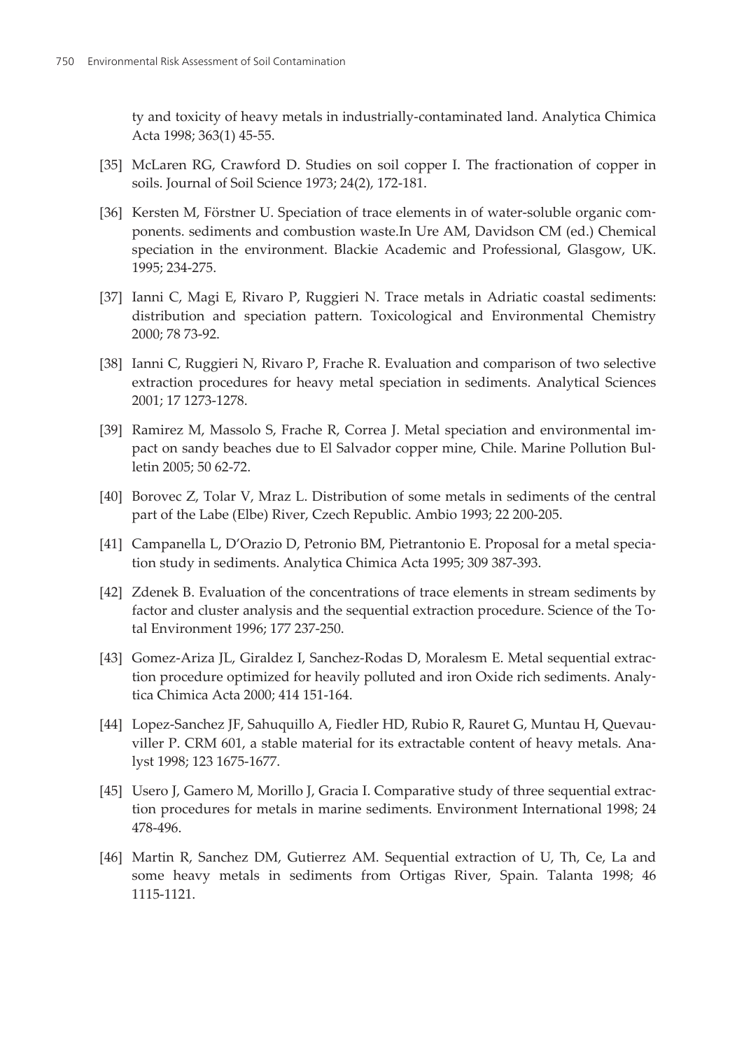ty and toxicity of heavy metals in industrially-contaminated land. Analytica Chimica Acta 1998; 363(1) 45-55.

[35] McLaren RG, Crawford D. Studies on soil copper I. The fractionation of copper in soils. Journal of Soil Science 1973; 24(2), 172-181.

[36] Kersten M, Förstner U. Speciation of trace elements in of water-soluble organic components. sediments and combustion waste.In Ure AM, Davidson CM (ed.) Chemical speciation in the environment. Blackie Academic and Professional, Glasgow, UK. 1995; 234-275.

[37] Ianni C, Magi E, Rivaro P, Ruggieri N. Trace metals in Adriatic coastal sediments: distribution and speciation pattern. Toxicological and Environmental Chemistry 2000; 78 73-92.

[38] Ianni C, Ruggieri N, Rivaro P, Frache R. Evaluation and comparison of two selective extraction procedures for heavy metal speciation in sediments. Analytical Sciences 2001; 17 1273-1278.

[39] Ramirez M, Massolo S, Frache R, Correa J. Metal speciation and environmental impact on sandy beaches due to El Salvador copper mine, Chile. Marine Pollution Bulletin 2005; 50 62-72.

[40] Borovec Z, Tolar V, Mraz L. Distribution of some metals in sediments of the central part of the Labe (Elbe) River, Czech Republic. Ambio 1993; 22 200-205.

[41] Campanella L, D'Orazio D, Petronio BM, Pietrantonio E. Proposal for a metal speciation study in sediments. Analytica Chimica Acta 1995; 309 387-393.

[42] Zdenek B. Evaluation of the concentrations of trace elements in stream sediments by factor and cluster analysis and the sequential extraction procedure. Science of the Total Environment 1996; 177 237-250.

[43] Gomez-Ariza JL, Giraldez I, Sanchez-Rodas D, Moralesm E. Metal sequential extraction procedure optimized for heavily polluted and iron Oxide rich sediments. Analytica Chimica Acta 2000; 414 151-164.

[44] Lopez-Sanchez JF, Sahuquillo A, Fiedler HD, Rubio R, Rauret G, Muntau H, Quevauviller P. CRM 601, a stable material for its extractable content of heavy metals. Analyst 1998; 123 1675-1677.

[45] Usero J, Gamero M, Morillo J, Gracia I. Comparative study of three sequential extraction procedures for metals in marine sediments. Environment International 1998; 24 478-496.

[46] Martin R, Sanchez DM, Gutierrez AM. Sequential extraction of U, Th, Ce, La and some heavy metals in sediments from Ortigas River, Spain. Talanta 1998; 46 1115-1121.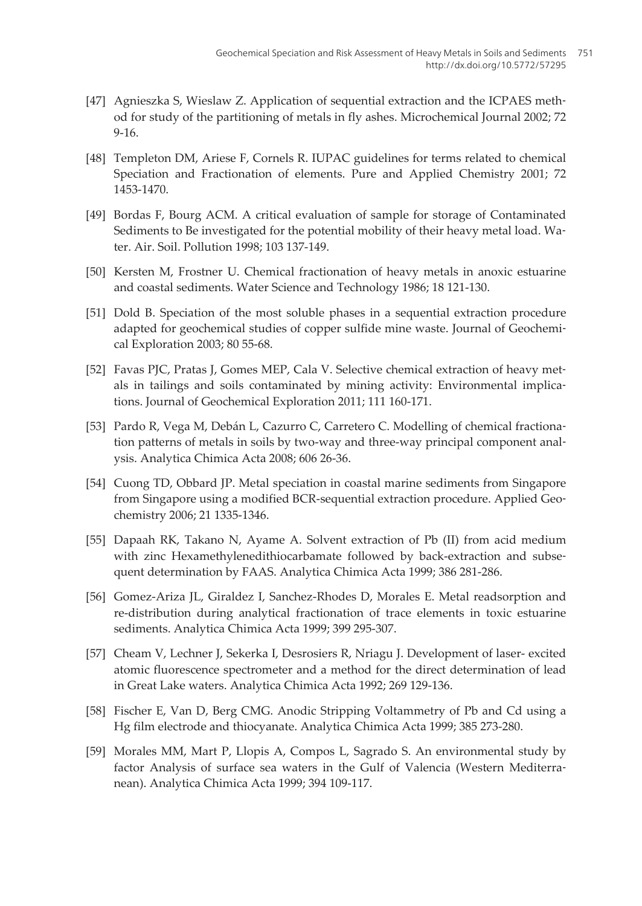[47] Agnieszka S, Wieslaw Z. Application of sequential extraction and the ICPAES method for study of the partitioning of metals in fly ashes. Microchemical Journal 2002; 72 9-16.

[48] Templeton DM, Ariese F, Cornels R. IUPAC guidelines for terms related to chemical Speciation and Fractionation of elements. Pure and Applied Chemistry 2001; 72 1453-1470.

[49] Bordas F, Bourg ACM. A critical evaluation of sample for storage of Contaminated Sediments to Be investigated for the potential mobility of their heavy metal load. Water. Air. Soil. Pollution 1998; 103 137-149.

[50] Kersten M, Frostner U. Chemical fractionation of heavy metals in anoxic estuarine and coastal sediments. Water Science and Technology 1986; 18 121-130.

[51] Dold B. Speciation of the most soluble phases in a sequential extraction procedure adapted for geochemical studies of copper sulfide mine waste. Journal of Geochemical Exploration 2003; 80 55-68.

[52] Favas PJC, Pratas J, Gomes MEP, Cala V. Selective chemical extraction of heavy metals in tailings and soils contaminated by mining activity: Environmental implications. Journal of Geochemical Exploration 2011; 111 160-171.

[53] Pardo R, Vega M, Debán L, Cazurro C, Carretero C. Modelling of chemical fractionation patterns of metals in soils by two-way and three-way principal component analysis. Analytica Chimica Acta 2008; 606 26-36.

[54] Cuong TD, Obbard JP. Metal speciation in coastal marine sediments from Singapore from Singapore using a modified BCR-sequential extraction procedure. Applied Geochemistry 2006; 21 1335-1346.

[55] Dapaah RK, Takano N, Ayame A. Solvent extraction of Pb (II) from acid medium with zinc Hexamethylenedithiocarbamate followed by back-extraction and subsequent determination by FAAS. Analytica Chimica Acta 1999; 386 281-286.

[56] Gomez-Ariza JL, Giraldez I, Sanchez-Rhodes D, Morales E. Metal readsorption and re-distribution during analytical fractionation of trace elements in toxic estuarine sediments. Analytica Chimica Acta 1999; 399 295-307.

[57] Cheam V, Lechner J, Sekerka I, Desrosiers R, Nriagu J. Development of laser- excited atomic fluorescence spectrometer and a method for the direct determination of lead in Great Lake waters. Analytica Chimica Acta 1992; 269 129-136.

[58] Fischer E, Van D, Berg CMG. Anodic Stripping Voltammetry of Pb and Cd using a Hg film electrode and thiocyanate. Analytica Chimica Acta 1999; 385 273-280.

[59] Morales MM, Mart P, Llopis A, Compos L, Sagrado S. An environmental study by factor Analysis of surface sea waters in the Gulf of Valencia (Western Mediterranean). Analytica Chimica Acta 1999; 394 109-117.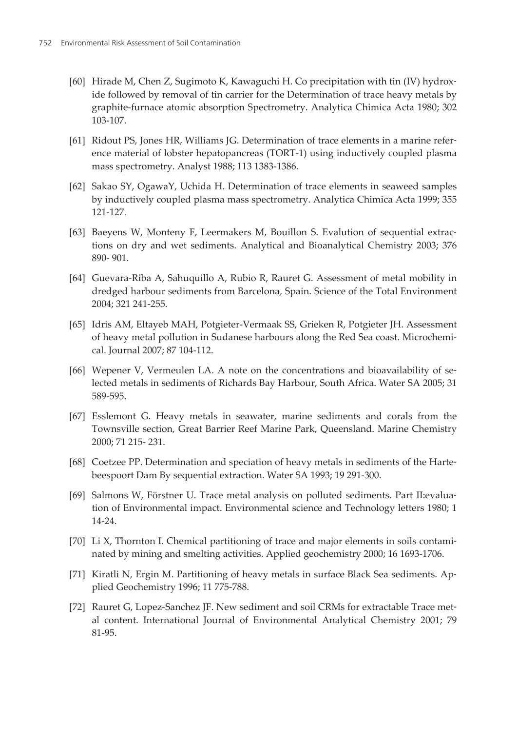[60] Hirade M, Chen Z, Sugimoto K, Kawaguchi H. Co precipitation with tin (IV) hydroxide followed by removal of tin carrier for the Determination of trace heavy metals by graphite-furnace atomic absorption Spectrometry. Analytica Chimica Acta 1980; 302 103-107.

[61] Ridout PS, Jones HR, Williams JG. Determination of trace elements in a marine reference material of lobster hepatopancreas (TORT-1) using inductively coupled plasma mass spectrometry. Analyst 1988; 113 1383-1386.

[62] Sakao SY, OgawaY, Uchida H. Determination of trace elements in seaweed samples by inductively coupled plasma mass spectrometry. Analytica Chimica Acta 1999; 355 121-127.

[63] Baeyens W, Monteny F, Leermakers M, Bouillon S. Evalution of sequential extractions on dry and wet sediments. Analytical and Bioanalytical Chemistry 2003; 376 890- 901.

[64] Guevara-Riba A, Sahuquillo A, Rubio R, Rauret G. Assessment of metal mobility in dredged harbour sediments from Barcelona, Spain. Science of the Total Environment 2004; 321 241-255.

[65] Idris AM, Eltayeb MAH, Potgieter-Vermaak SS, Grieken R, Potgieter JH. Assessment of heavy metal pollution in Sudanese harbours along the Red Sea coast. Microchemical. Journal 2007; 87 104-112.

[66] Wepener V, Vermeulen LA. A note on the concentrations and bioavailability of selected metals in sediments of Richards Bay Harbour, South Africa. Water SA 2005; 31 589-595.

[67] Esslemont G. Heavy metals in seawater, marine sediments and corals from the Townsville section, Great Barrier Reef Marine Park, Queensland. Marine Chemistry 2000; 71 215- 231.

[68] Coetzee PP. Determination and speciation of heavy metals in sediments of the Hartebeespoort Dam By sequential extraction. Water SA 1993; 19 291-300.

[69] Salmons W, Förstner U. Trace metal analysis on polluted sediments. Part II:evaluation of Environmental impact. Environmental science and Technology letters 1980; 1 14-24.

[70] Li X, Thornton I. Chemical partitioning of trace and major elements in soils contaminated by mining and smelting activities. Applied geochemistry 2000; 16 1693-1706.

[71] Kiratli N, Ergin M. Partitioning of heavy metals in surface Black Sea sediments. Applied Geochemistry 1996; 11 775-788.

[72] Rauret G, Lopez-Sanchez JF. New sediment and soil CRMs for extractable Trace metal content. International Journal of Environmental Analytical Chemistry 2001; 79 81-95.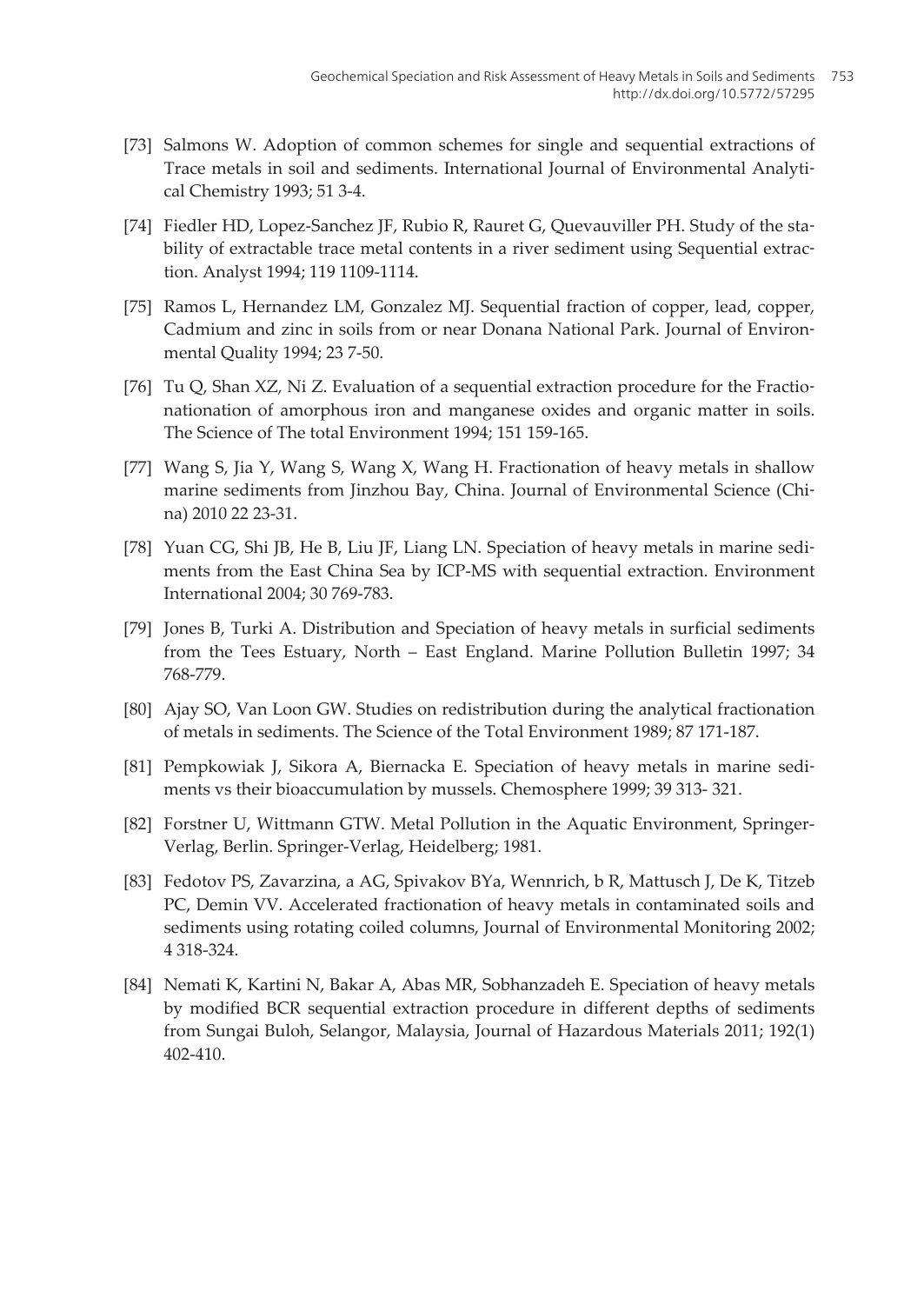[73] Salmons W. Adoption of common schemes for single and sequential extractions of Trace metals in soil and sediments. International Journal of Environmental Analytical Chemistry 1993; 51 3-4.

[74] Fiedler HD, Lopez-Sanchez JF, Rubio R, Rauret G, Quevauviller PH. Study of the stability of extractable trace metal contents in a river sediment using Sequential extraction. Analyst 1994; 119 1109-1114.

[75] Ramos L, Hernandez LM, Gonzalez MJ. Sequential fraction of copper, lead, copper, Cadmium and zinc in soils from or near Donana National Park. Journal of Environmental Quality 1994; 23 7-50.

[76] Tu Q, Shan XZ, Ni Z. Evaluation of a sequential extraction procedure for the Fractionationation of amorphous iron and manganese oxides and organic matter in soils. The Science of The total Environment 1994; 151 159-165.

[77] Wang S, Jia Y, Wang S, Wang X, Wang H. Fractionation of heavy metals in shallow marine sediments from Jinzhou Bay, China. Journal of Environmental Science (China) 2010 22 23-31.

[78] Yuan CG, Shi JB, He B, Liu JF, Liang LN. Speciation of heavy metals in marine sediments from the East China Sea by ICP-MS with sequential extraction. Environment International 2004; 30 769-783.

[79] Jones B, Turki A. Distribution and Speciation of heavy metals in surficial sediments from the Tees Estuary, North – East England. Marine Pollution Bulletin 1997; 34 768-779.

[80] Ajay SO, Van Loon GW. Studies on redistribution during the analytical fractionation of metals in sediments. The Science of the Total Environment 1989; 87 171-187.

[81] Pempkowiak J, Sikora A, Biernacka E. Speciation of heavy metals in marine sediments vs their bioaccumulation by mussels. Chemosphere 1999; 39 313- 321.

[82] Forstner U, Wittmann GTW. Metal Pollution in the Aquatic Environment, Springer-Verlag, Berlin. Springer-Verlag, Heidelberg; 1981.

[83] Fedotov PS, Zavarzina, a AG, Spivakov BYa, Wennrich, b R, Mattusch J, De K, Titzeb PC, Demin VV. Accelerated fractionation of heavy metals in contaminated soils and sediments using rotating coiled columns, Journal of Environmental Monitoring 2002; 4 318-324.

[84] Nemati K, Kartini N, Bakar A, Abas MR, Sobhanzadeh E. Speciation of heavy metals by modified BCR sequential extraction procedure in different depths of sediments from Sungai Buloh, Selangor, Malaysia, Journal of Hazardous Materials 2011; 192(1) 402-410.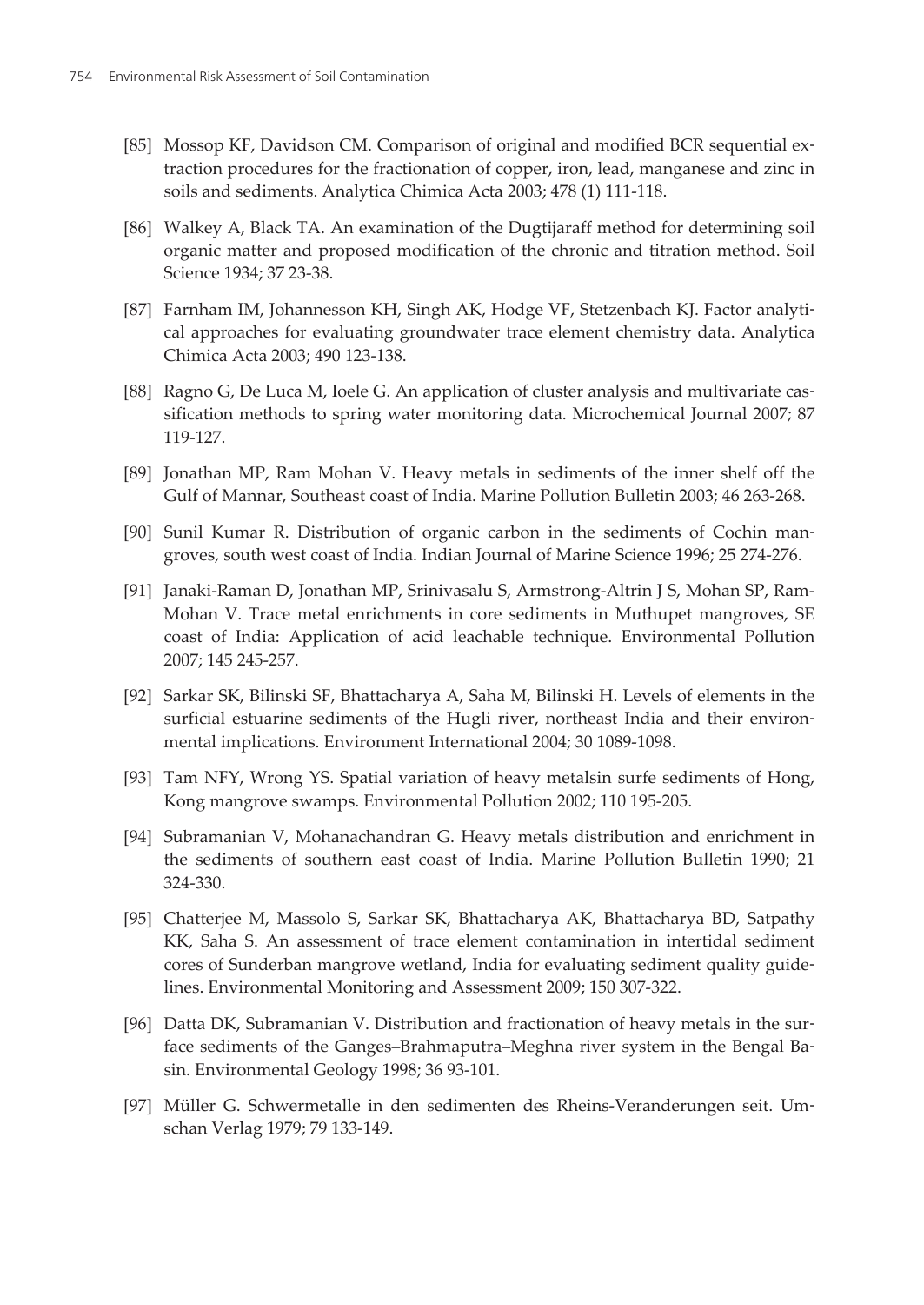[85] Mossop KF, Davidson CM. Comparison of original and modified BCR sequential extraction procedures for the fractionation of copper, iron, lead, manganese and zinc in soils and sediments. Analytica Chimica Acta 2003; 478 (1) 111-118.

[86] Walkey A, Black TA. An examination of the Dugtijaraff method for determining soil organic matter and proposed modification of the chronic and titration method. Soil Science 1934; 37 23-38.

[87] Farnham IM, Johannesson KH, Singh AK, Hodge VF, Stetzenbach KJ. Factor analytical approaches for evaluating groundwater trace element chemistry data. Analytica Chimica Acta 2003; 490 123-138.

[88] Ragno G, De Luca M, Ioele G. An application of cluster analysis and multivariate cassification methods to spring water monitoring data. Microchemical Journal 2007; 87 119-127.

[89] Jonathan MP, Ram Mohan V. Heavy metals in sediments of the inner shelf off the Gulf of Mannar, Southeast coast of India. Marine Pollution Bulletin 2003; 46 263-268.

[90] Sunil Kumar R. Distribution of organic carbon in the sediments of Cochin mangroves, south west coast of India. Indian Journal of Marine Science 1996; 25 274-276.

[91] Janaki-Raman D, Jonathan MP, Srinivasalu S, Armstrong-Altrin J S, Mohan SP, Ram-Mohan V. Trace metal enrichments in core sediments in Muthupet mangroves, SE coast of India: Application of acid leachable technique. Environmental Pollution 2007; 145 245-257.

[92] Sarkar SK, Bilinski SF, Bhattacharya A, Saha M, Bilinski H. Levels of elements in the surficial estuarine sediments of the Hugli river, northeast India and their environmental implications. Environment International 2004; 30 1089-1098.

[93] Tam NFY, Wrong YS. Spatial variation of heavy metalsin surfe sediments of Hong, Kong mangrove swamps. Environmental Pollution 2002; 110 195-205.

[94] Subramanian V, Mohanachandran G. Heavy metals distribution and enrichment in the sediments of southern east coast of India. Marine Pollution Bulletin 1990; 21 324-330.

[95] Chatterjee M, Massolo S, Sarkar SK, Bhattacharya AK, Bhattacharya BD, Satpathy KK, Saha S. An assessment of trace element contamination in intertidal sediment cores of Sunderban mangrove wetland, India for evaluating sediment quality guidelines. Environmental Monitoring and Assessment 2009; 150 307-322.

[96] Datta DK, Subramanian V. Distribution and fractionation of heavy metals in the surface sediments of the Ganges–Brahmaputra–Meghna river system in the Bengal Basin. Environmental Geology 1998; 36 93-101.

[97] Müller G. Schwermetalle in den sedimenten des Rheins-Veranderungen seit. Umschan Verlag 1979; 79 133-149.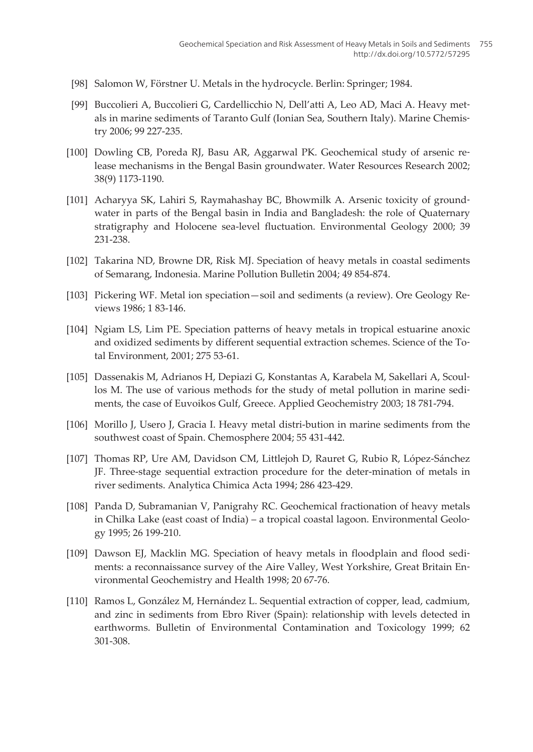[98] Salomon W, Förstner U. Metals in the hydrocycle. Berlin: Springer; 1984.

[99] Buccolieri A, Buccolieri G, Cardellicchio N, Dell'atti A, Leo AD, Maci A. Heavy metals in marine sediments of Taranto Gulf (Ionian Sea, Southern Italy). Marine Chemistry 2006; 99 227-235.

[100] Dowling CB, Poreda RJ, Basu AR, Aggarwal PK. Geochemical study of arsenic release mechanisms in the Bengal Basin groundwater. Water Resources Research 2002; 38(9) 1173-1190.

[101] Acharyya SK, Lahiri S, Raymahashay BC, Bhowmilk A. Arsenic toxicity of groundwater in parts of the Bengal basin in India and Bangladesh: the role of Quaternary stratigraphy and Holocene sea-level fluctuation. Environmental Geology 2000; 39 231-238.

[102] Takarina ND, Browne DR, Risk MJ. Speciation of heavy metals in coastal sediments of Semarang, Indonesia. Marine Pollution Bulletin 2004; 49 854-874.

[103] Pickering WF. Metal ion speciation—soil and sediments (a review). Ore Geology Reviews 1986; 1 83-146.

[104] Ngiam LS, Lim PE. Speciation patterns of heavy metals in tropical estuarine anoxic and oxidized sediments by different sequential extraction schemes. Science of the Total Environment, 2001; 275 53-61.

[105] Dassenakis M, Adrianos H, Depiazi G, Konstantas A, Karabela M, Sakellari A, Scoullos M. The use of various methods for the study of metal pollution in marine sediments, the case of Euvoikos Gulf, Greece. Applied Geochemistry 2003; 18 781-794.

[106] Morillo J, Usero J, Gracia I. Heavy metal distri-bution in marine sediments from the southwest coast of Spain. Chemosphere 2004; 55 431-442.

[107] Thomas RP, Ure AM, Davidson CM, Littlejoh D, Rauret G, Rubio R, López-Sánchez JF. Three-stage sequential extraction procedure for the deter-mination of metals in river sediments. Analytica Chimica Acta 1994; 286 423-429.

[108] Panda D, Subramanian V, Panigrahy RC. Geochemical fractionation of heavy metals in Chilka Lake (east coast of India) – a tropical coastal lagoon. Environmental Geology 1995; 26 199-210.

[109] Dawson EJ, Macklin MG. Speciation of heavy metals in floodplain and flood sediments: a reconnaissance survey of the Aire Valley, West Yorkshire, Great Britain Environmental Geochemistry and Health 1998; 20 67-76.

[110] Ramos L, González M, Hernández L. Sequential extraction of copper, lead, cadmium, and zinc in sediments from Ebro River (Spain): relationship with levels detected in earthworms. Bulletin of Environmental Contamination and Toxicology 1999; 62 301-308.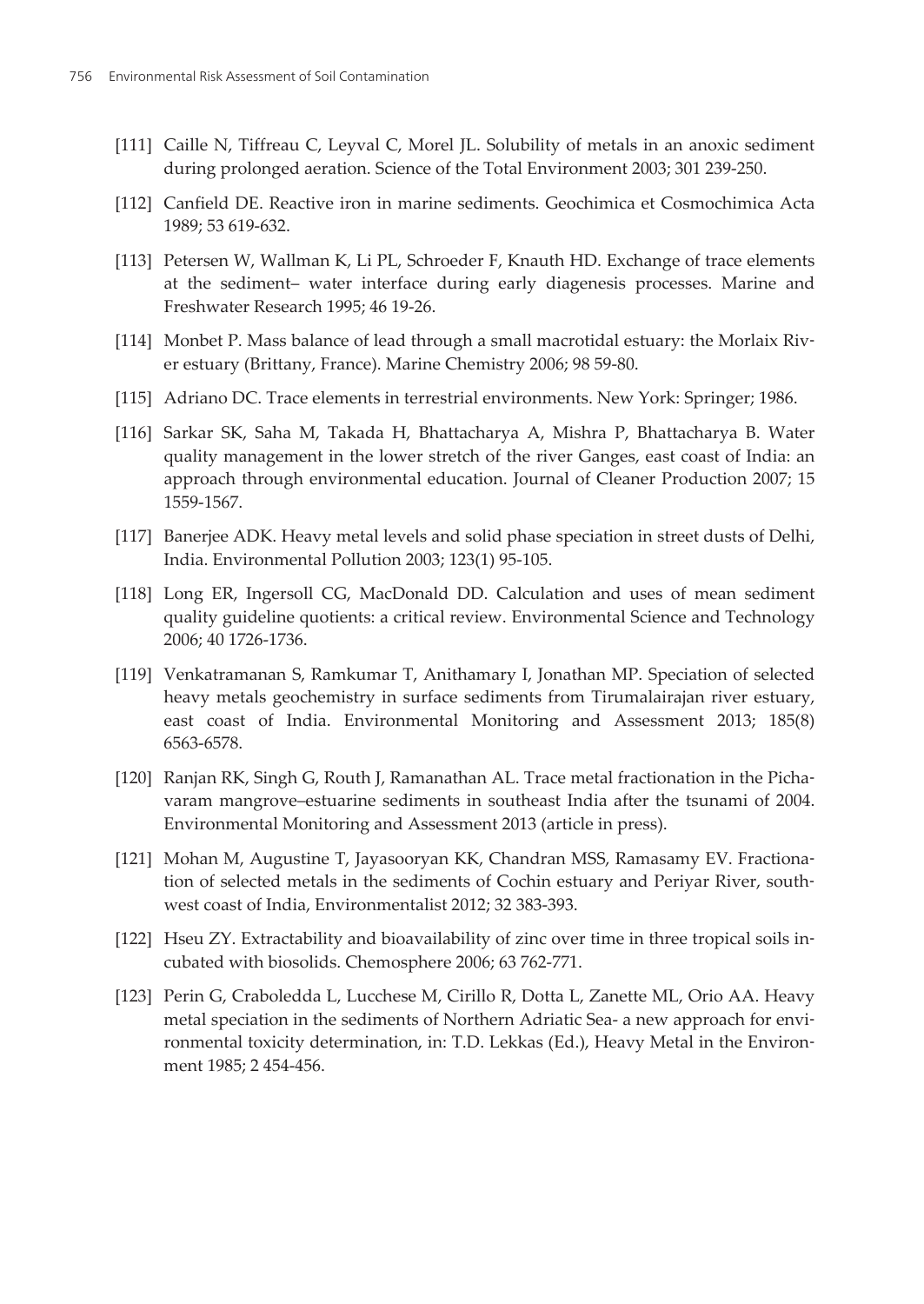[111] Caille N, Tiffreau C, Leyval C, Morel JL. Solubility of metals in an anoxic sediment during prolonged aeration. Science of the Total Environment 2003; 301 239-250.

[112] Canfield DE. Reactive iron in marine sediments. Geochimica et Cosmochimica Acta 1989; 53 619-632.

[113] Petersen W, Wallman K, Li PL, Schroeder F, Knauth HD. Exchange of trace elements at the sediment– water interface during early diagenesis processes. Marine and Freshwater Research 1995; 46 19-26.

[114] Monbet P. Mass balance of lead through a small macrotidal estuary: the Morlaix River estuary (Brittany, France). Marine Chemistry 2006; 98 59-80.

[115] Adriano DC. Trace elements in terrestrial environments. New York: Springer; 1986.

[116] Sarkar SK, Saha M, Takada H, Bhattacharya A, Mishra P, Bhattacharya B. Water quality management in the lower stretch of the river Ganges, east coast of India: an approach through environmental education. Journal of Cleaner Production 2007; 15 1559-1567.

[117] Banerjee ADK. Heavy metal levels and solid phase speciation in street dusts of Delhi, India. Environmental Pollution 2003; 123(1) 95-105.

[118] Long ER, Ingersoll CG, MacDonald DD. Calculation and uses of mean sediment quality guideline quotients: a critical review. Environmental Science and Technology 2006; 40 1726-1736.

[119] Venkatramanan S, Ramkumar T, Anithamary I, Jonathan MP. Speciation of selected heavy metals geochemistry in surface sediments from Tirumalairajan river estuary, east coast of India. Environmental Monitoring and Assessment 2013; 185(8) 6563-6578.

[120] Ranjan RK, Singh G, Routh J, Ramanathan AL. Trace metal fractionation in the Pichavaram mangrove–estuarine sediments in southeast India after the tsunami of 2004. Environmental Monitoring and Assessment 2013 (article in press).

[121] Mohan M, Augustine T, Jayasooryan KK, Chandran MSS, Ramasamy EV. Fractionation of selected metals in the sediments of Cochin estuary and Periyar River, southwest coast of India, Environmentalist 2012; 32 383-393.

[122] Hseu ZY. Extractability and bioavailability of zinc over time in three tropical soils incubated with biosolids. Chemosphere 2006; 63 762-771.

[123] Perin G, Craboledda L, Lucchese M, Cirillo R, Dotta L, Zanette ML, Orio AA. Heavy metal speciation in the sediments of Northern Adriatic Sea- a new approach for environmental toxicity determination, in: T.D. Lekkas (Ed.), Heavy Metal in the Environment 1985; 2 454-456.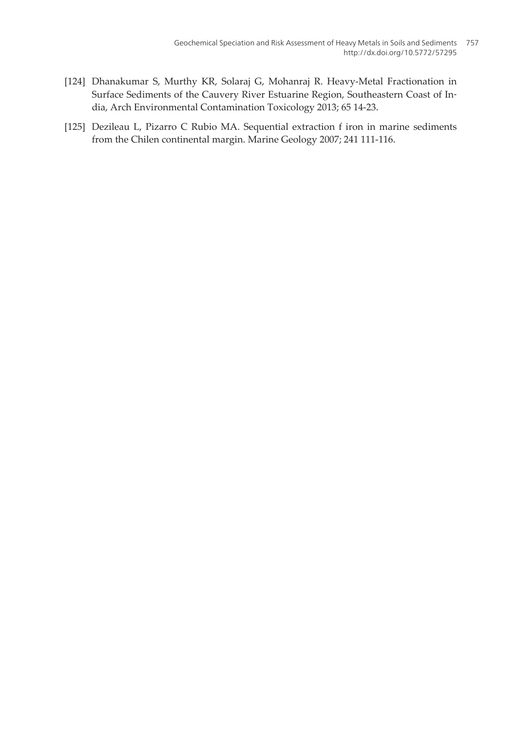[124] Dhanakumar S, Murthy KR, Solaraj G, Mohanraj R. Heavy-Metal Fractionation in Surface Sediments of the Cauvery River Estuarine Region, Southeastern Coast of India, Arch Environmental Contamination Toxicology 2013; 65 14-23.

[125] Dezileau L, Pizarro C Rubio MA. Sequential extraction f iron in marine sediments from the Chilen continental margin. Marine Geology 2007; 241 111-116.